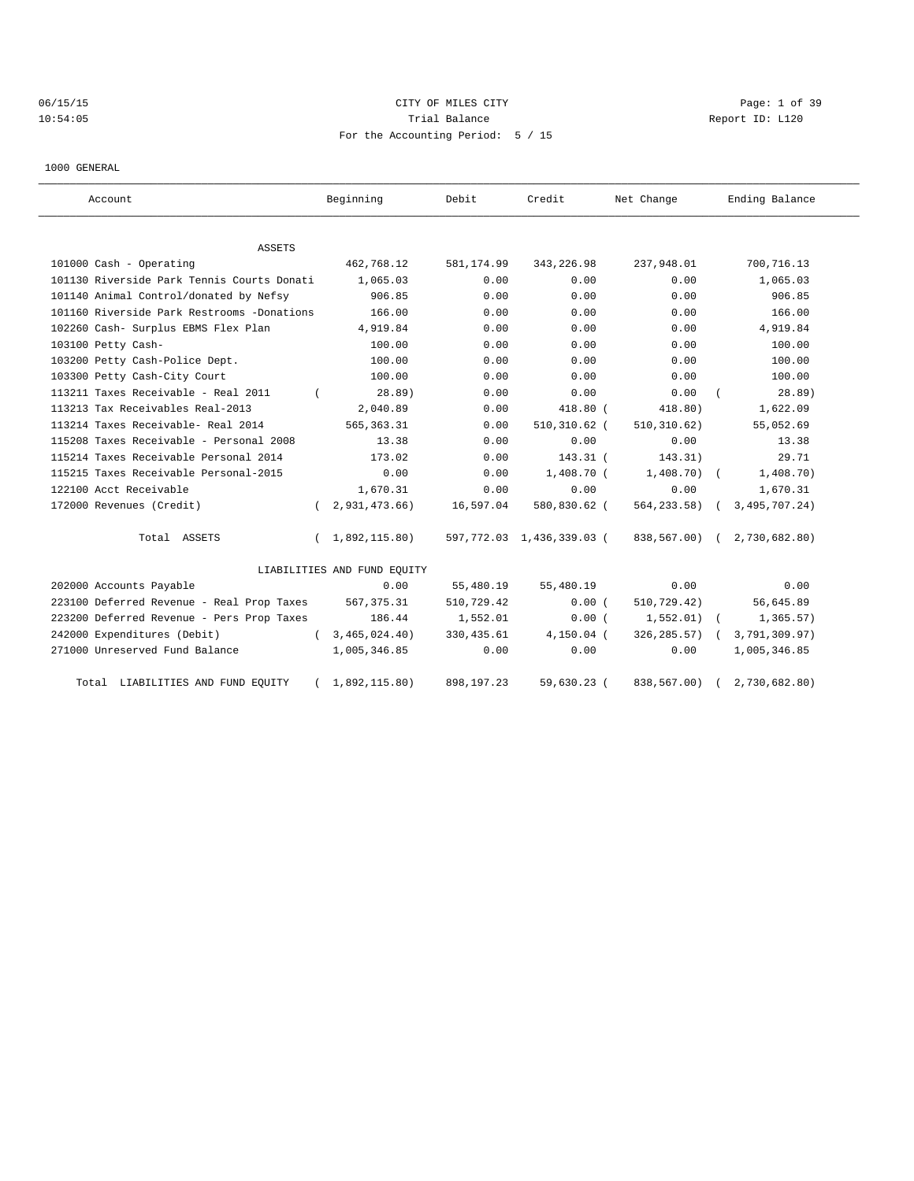CITY OF MILES CITY
Trial Balance
For the Accounting Period: 5 / 15

06/15/15
10:54:05

Report ID: L120

1000 GENERAL

| Account | Beginning | Debit | Credit | Net Change | Ending Balance |
|---|---|---|---|---|---|
| ASSETS | | | | | |
| 101000 Cash - Operating | 462,768.12 | 581,174.99 | 343,226.98 | 237,948.01 | 700,716.13 |
| 101130 Riverside Park Tennis Courts Donati | 1,065.03 | 0.00 | 0.00 | 0.00 | 1,065.03 |
| 101140 Animal Control/donated by Nefsy | 906.85 | 0.00 | 0.00 | 0.00 | 906.85 |
| 101160 Riverside Park Restrooms -Donations | 166.00 | 0.00 | 0.00 | 0.00 | 166.00 |
| 102260 Cash- Surplus EBMS Flex Plan | 4,919.84 | 0.00 | 0.00 | 0.00 | 4,919.84 |
| 103100 Petty Cash- | 100.00 | 0.00 | 0.00 | 0.00 | 100.00 |
| 103200 Petty Cash-Police Dept. | 100.00 | 0.00 | 0.00 | 0.00 | 100.00 |
| 103300 Petty Cash-City Court | 100.00 | 0.00 | 0.00 | 0.00 | 100.00 |
| 113211 Taxes Receivable - Real 2011 | ( 28.89) | 0.00 | 0.00 | 0.00 | ( 28.89) |
| 113213 Tax Receivables Real-2013 | 2,040.89 | 0.00 | 418.80 | ( 418.80) | 1,622.09 |
| 113214 Taxes Receivable- Real 2014 | 565,363.31 | 0.00 | 510,310.62 | ( 510,310.62) | 55,052.69 |
| 115208 Taxes Receivable - Personal 2008 | 13.38 | 0.00 | 0.00 | 0.00 | 13.38 |
| 115214 Taxes Receivable Personal 2014 | 173.02 | 0.00 | 143.31 | ( 143.31) | 29.71 |
| 115215 Taxes Receivable Personal-2015 | 0.00 | 0.00 | 1,408.70 | ( 1,408.70) | ( 1,408.70) |
| 122100 Acct Receivable | 1,670.31 | 0.00 | 0.00 | 0.00 | 1,670.31 |
| 172000 Revenues (Credit) | ( 2,931,473.66) | 16,597.04 | 580,830.62 | ( 564,233.58) | ( 3,495,707.24) |
| Total ASSETS | ( 1,892,115.80) | 597,772.03 | 1,436,339.03 | ( 838,567.00) | ( 2,730,682.80) |
| LIABILITIES AND FUND EQUITY | | | | | |
| 202000 Accounts Payable | 0.00 | 55,480.19 | 55,480.19 | 0.00 | 0.00 |
| 223100 Deferred Revenue - Real Prop Taxes | 567,375.31 | 510,729.42 | 0.00 | ( 510,729.42) | 56,645.89 |
| 223200 Deferred Revenue - Pers Prop Taxes | 186.44 | 1,552.01 | 0.00 | ( 1,552.01) | ( 1,365.57) |
| 242000 Expenditures (Debit) | ( 3,465,024.40) | 330,435.61 | 4,150.04 | ( 326,285.57) | ( 3,791,309.97) |
| 271000 Unreserved Fund Balance | 1,005,346.85 | 0.00 | 0.00 | 0.00 | 1,005,346.85 |
| Total LIABILITIES AND FUND EQUITY | ( 1,892,115.80) | 898,197.23 | 59,630.23 | ( 838,567.00) | ( 2,730,682.80) |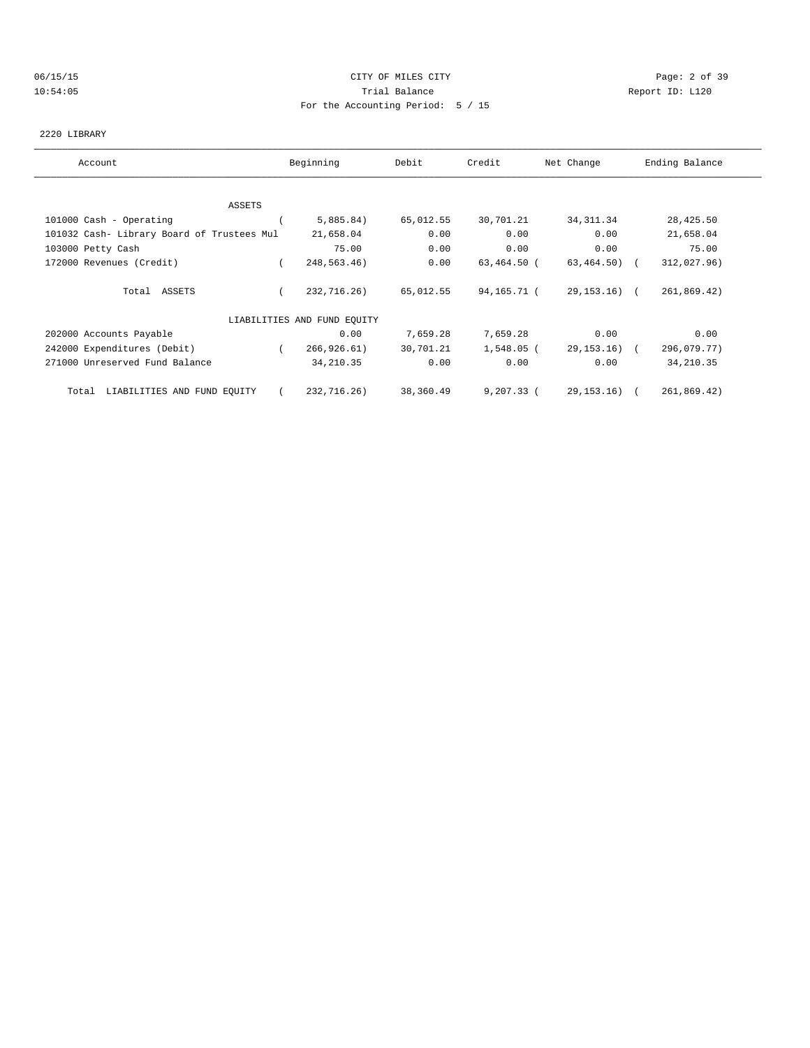CITY OF MILES CITY
Trial Balance
For the Accounting Period: 5 / 15

06/15/15
10:54:05

Report ID: L120

2220 LIBRARY

| Account | Beginning | Debit | Credit | Net Change | Ending Balance |
|---|---|---|---|---|---|
| ASSETS | | | | | |
| 101000 Cash - Operating | ( 5,885.84) | 65,012.55 | 30,701.21 | 34,311.34 | 28,425.50 |
| 101032 Cash- Library Board of Trustees Mul | 21,658.04 | 0.00 | 0.00 | 0.00 | 21,658.04 |
| 103000 Petty Cash | 75.00 | 0.00 | 0.00 | 0.00 | 75.00 |
| 172000 Revenues (Credit) | ( 248,563.46) | 0.00 | 63,464.50 | ( 63,464.50) | ( 312,027.96) |
| Total ASSETS | ( 232,716.26) | 65,012.55 | 94,165.71 | ( 29,153.16) | ( 261,869.42) |
| LIABILITIES AND FUND EQUITY | | | | | |
| 202000 Accounts Payable | 0.00 | 7,659.28 | 7,659.28 | 0.00 | 0.00 |
| 242000 Expenditures (Debit) | ( 266,926.61) | 30,701.21 | 1,548.05 | ( 29,153.16) | ( 296,079.77) |
| 271000 Unreserved Fund Balance | 34,210.35 | 0.00 | 0.00 | 0.00 | 34,210.35 |
| Total LIABILITIES AND FUND EQUITY | ( 232,716.26) | 38,360.49 | 9,207.33 | ( 29,153.16) | ( 261,869.42) |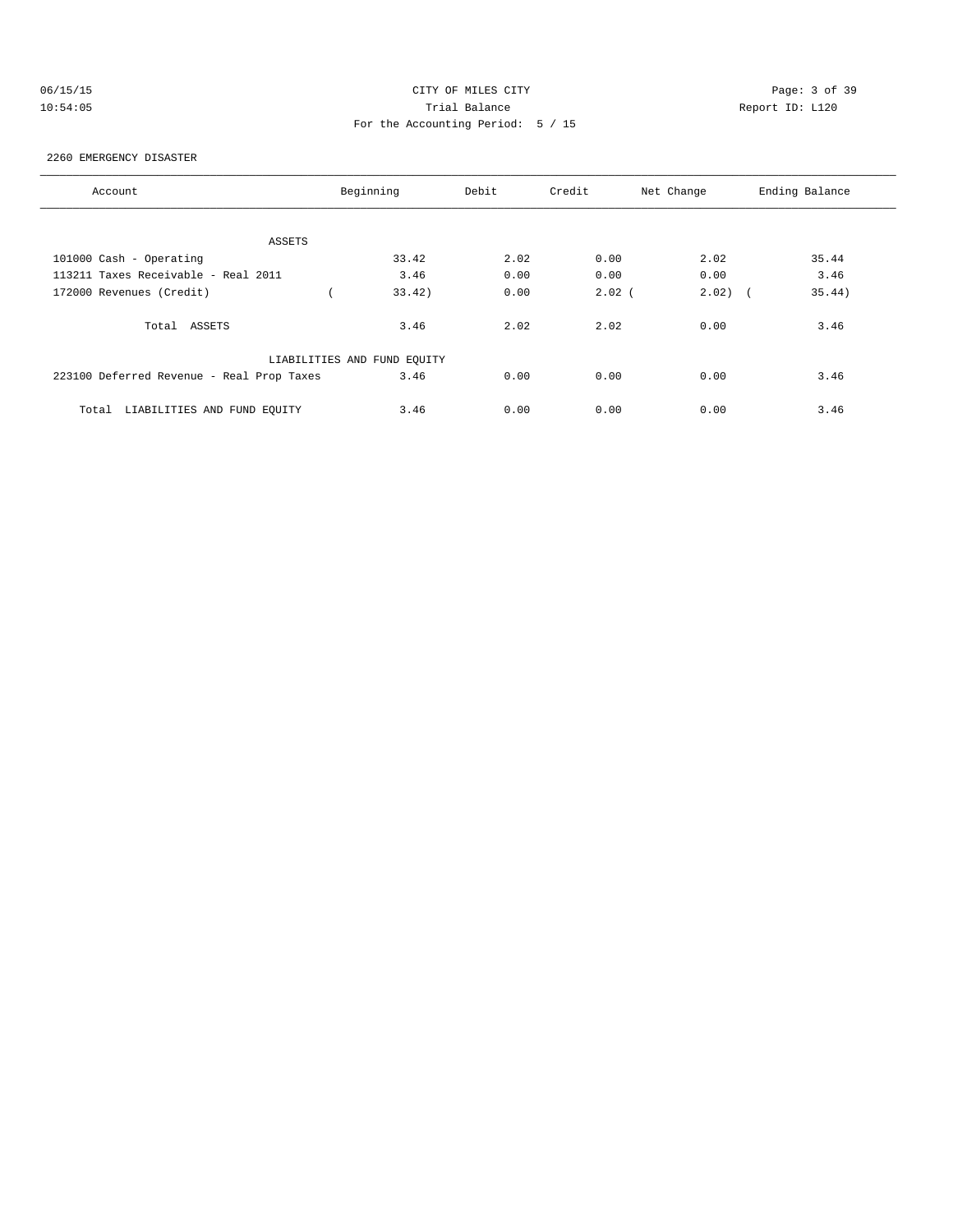CITY OF MILES CITY
Trial Balance
For the Accounting Period: 5 / 15

2260 EMERGENCY DISASTER

| Account | Beginning | Debit | Credit | Net Change | Ending Balance |
|---|---|---|---|---|---|
| ASSETS | | | | | |
| 101000 Cash - Operating | 33.42 | 2.02 | 0.00 | 2.02 | 35.44 |
| 113211 Taxes Receivable - Real 2011 | 3.46 | 0.00 | 0.00 | 0.00 | 3.46 |
| 172000 Revenues (Credit) | ( 33.42) | 0.00 | 2.02 | ( 2.02) | ( 35.44) |
| Total ASSETS | 3.46 | 2.02 | 2.02 | 0.00 | 3.46 |
| LIABILITIES AND FUND EQUITY | | | | | |
| 223100 Deferred Revenue - Real Prop Taxes | 3.46 | 0.00 | 0.00 | 0.00 | 3.46 |
| Total LIABILITIES AND FUND EQUITY | 3.46 | 0.00 | 0.00 | 0.00 | 3.46 |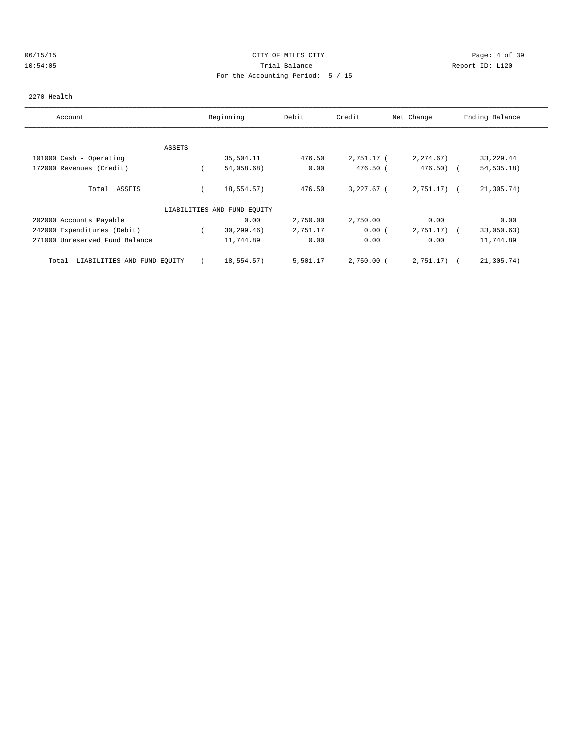CITY OF MILES CITY
Trial Balance
For the Accounting Period: 5 / 15

06/15/15
10:54:05

Report ID: L120

2270 Health

| Account | Beginning | Debit | Credit | Net Change | Ending Balance |
|---|---|---|---|---|---|
| ASSETS | | | | | |
| 101000 Cash - Operating | 35,504.11 | 476.50 | 2,751.17 | ( 2,274.67) | 33,229.44 |
| 172000 Revenues (Credit) | ( 54,058.68) | 0.00 | 476.50 | ( 476.50) | ( 54,535.18) |
| Total ASSETS | ( 18,554.57) | 476.50 | 3,227.67 | ( 2,751.17) | ( 21,305.74) |
| LIABILITIES AND FUND EQUITY | | | | | |
| 202000 Accounts Payable | 0.00 | 2,750.00 | 2,750.00 | 0.00 | 0.00 |
| 242000 Expenditures (Debit) | ( 30,299.46) | 2,751.17 | 0.00 | ( 2,751.17) | ( 33,050.63) |
| 271000 Unreserved Fund Balance | 11,744.89 | 0.00 | 0.00 | 0.00 | 11,744.89 |
| Total LIABILITIES AND FUND EQUITY | ( 18,554.57) | 5,501.17 | 2,750.00 | ( 2,751.17) | ( 21,305.74) |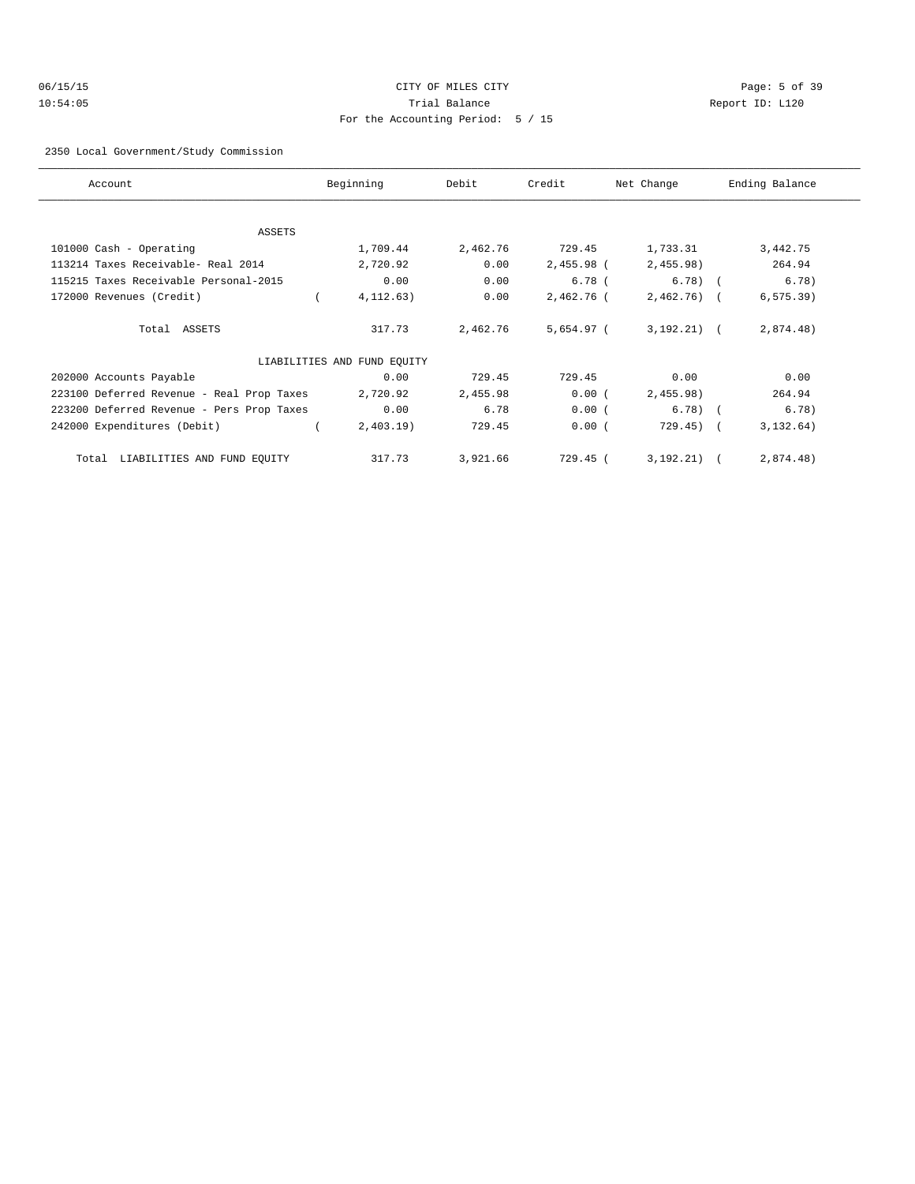CITY OF MILES CITY

Trial Balance

For the Accounting Period: 5 / 15

2350 Local Government/Study Commission

| Account | Beginning | Debit | Credit | Net Change | Ending Balance |
|---|---|---|---|---|---|
| ASSETS | | | | | |
| 101000 Cash - Operating | 1,709.44 | 2,462.76 | 729.45 | 1,733.31 | 3,442.75 |
| 113214 Taxes Receivable- Real 2014 | 2,720.92 | 0.00 | 2,455.98 | (2,455.98) | 264.94 |
| 115215 Taxes Receivable Personal-2015 | 0.00 | 0.00 | 6.78 | (6.78) | (6.78) |
| 172000 Revenues (Credit) | (4,112.63) | 0.00 | 2,462.76 | (2,462.76) | (6,575.39) |
| Total ASSETS | 317.73 | 2,462.76 | 5,654.97 | (3,192.21) | (2,874.48) |
| LIABILITIES AND FUND EQUITY | | | | | |
| 202000 Accounts Payable | 0.00 | 729.45 | 729.45 | 0.00 | 0.00 |
| 223100 Deferred Revenue - Real Prop Taxes | 2,720.92 | 2,455.98 | 0.00 | (2,455.98) | 264.94 |
| 223200 Deferred Revenue - Pers Prop Taxes | 0.00 | 6.78 | 0.00 | (6.78) | (6.78) |
| 242000 Expenditures (Debit) | (2,403.19) | 729.45 | 0.00 | (729.45) | (3,132.64) |
| Total LIABILITIES AND FUND EQUITY | 317.73 | 3,921.66 | 729.45 | (3,192.21) | (2,874.48) |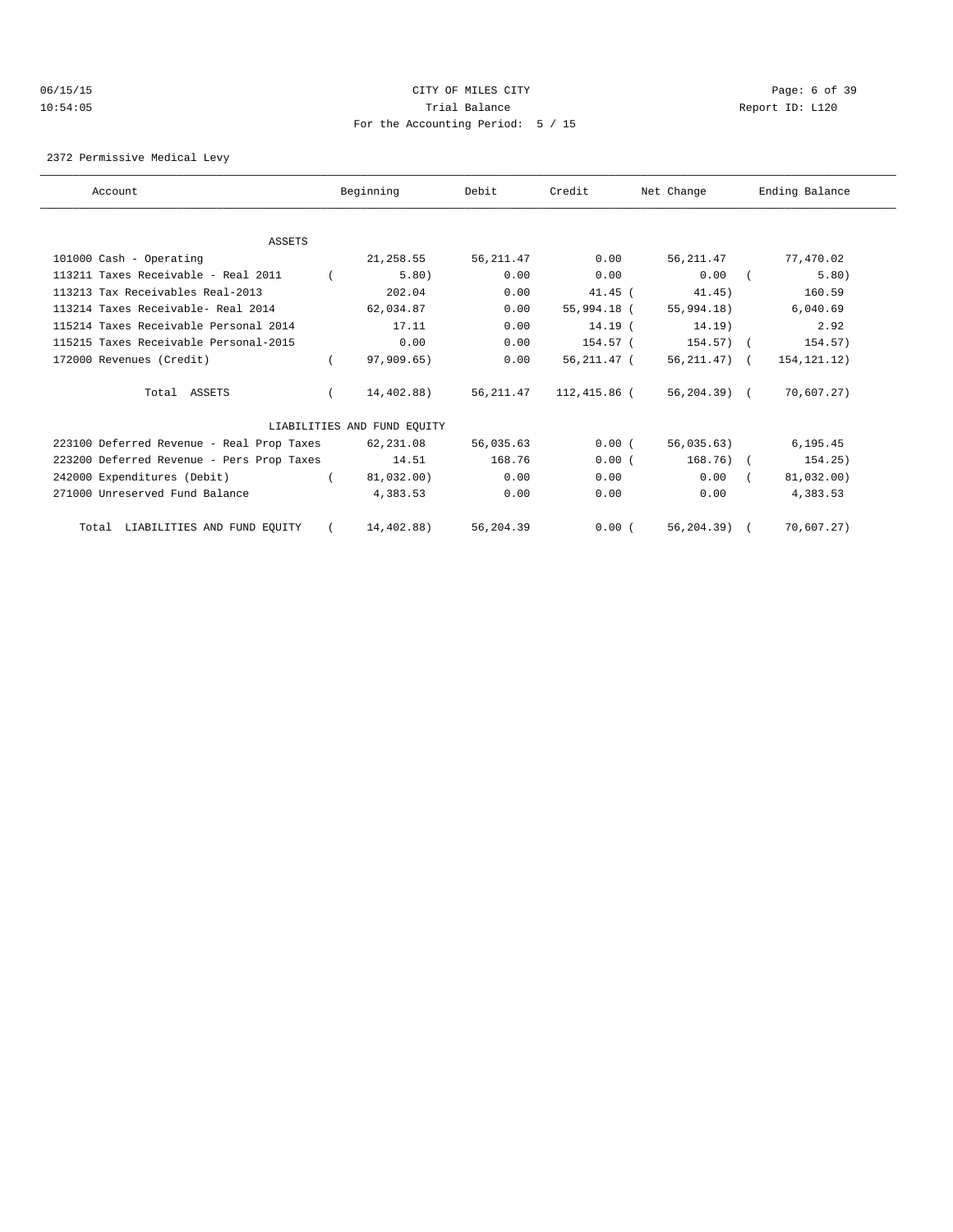CITY OF MILES CITY
Trial Balance
For the Accounting Period: 5 / 15

06/15/15 10:54:05 Report ID: L120

2372 Permissive Medical Levy

| Account | Beginning | Debit | Credit | Net Change | Ending Balance |
|---|---|---|---|---|---|
| **ASSETS** | | | | | |
| 101000 Cash - Operating | 21,258.55 | 56,211.47 | 0.00 | 56,211.47 | 77,470.02 |
| 113211 Taxes Receivable - Real 2011 | (5.80) | 0.00 | 0.00 | 0.00 | (5.80) |
| 113213 Tax Receivables Real-2013 | 202.04 | 0.00 | 41.45 | (41.45) | 160.59 |
| 113214 Taxes Receivable- Real 2014 | 62,034.87 | 0.00 | 55,994.18 | (55,994.18) | 6,040.69 |
| 115214 Taxes Receivable Personal 2014 | 17.11 | 0.00 | 14.19 | (14.19) | 2.92 |
| 115215 Taxes Receivable Personal-2015 | 0.00 | 0.00 | 154.57 | (154.57) | (154.57) |
| 172000 Revenues (Credit) | (97,909.65) | 0.00 | 56,211.47 | (56,211.47) | (154,121.12) |
| Total ASSETS | (14,402.88) | 56,211.47 | 112,415.86 | (56,204.39) | (70,607.27) |
| **LIABILITIES AND FUND EQUITY** | | | | | |
| 223100 Deferred Revenue - Real Prop Taxes | 62,231.08 | 56,035.63 | 0.00 | (56,035.63) | 6,195.45 |
| 223200 Deferred Revenue - Pers Prop Taxes | 14.51 | 168.76 | 0.00 | (168.76) | (154.25) |
| 242000 Expenditures (Debit) | (81,032.00) | 0.00 | 0.00 | 0.00 | (81,032.00) |
| 271000 Unreserved Fund Balance | 4,383.53 | 0.00 | 0.00 | 0.00 | 4,383.53 |
| Total LIABILITIES AND FUND EQUITY | (14,402.88) | 56,204.39 | 0.00 | (56,204.39) | (70,607.27) |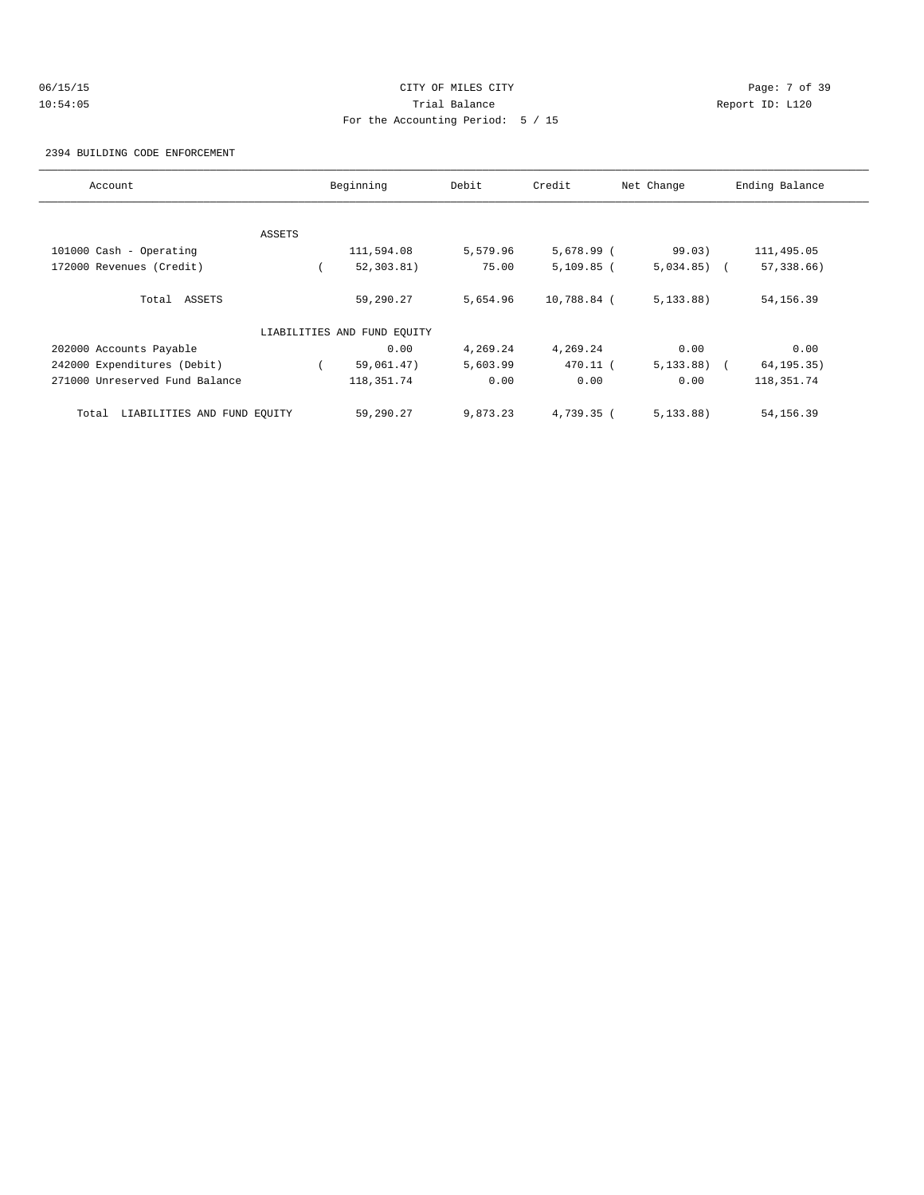CITY OF MILES CITY
Trial Balance
For the Accounting Period: 5 / 15

06/15/15
10:54:05

Report ID: L120

2394 BUILDING CODE ENFORCEMENT

| Account | Beginning | Debit | Credit | Net Change | Ending Balance |
|---|---|---|---|---|---|
| ASSETS | | | | | |
| 101000 Cash - Operating | 111,594.08 | 5,579.96 | 5,678.99 | ( 99.03) | 111,495.05 |
| 172000 Revenues (Credit) | ( 52,303.81) | 75.00 | 5,109.85 | ( 5,034.85) | ( 57,338.66) |
| Total ASSETS | 59,290.27 | 5,654.96 | 10,788.84 | ( 5,133.88) | 54,156.39 |
| LIABILITIES AND FUND EQUITY | | | | | |
| 202000 Accounts Payable | 0.00 | 4,269.24 | 4,269.24 | 0.00 | 0.00 |
| 242000 Expenditures (Debit) | ( 59,061.47) | 5,603.99 | 470.11 | ( 5,133.88) | ( 64,195.35) |
| 271000 Unreserved Fund Balance | 118,351.74 | 0.00 | 0.00 | 0.00 | 118,351.74 |
| Total LIABILITIES AND FUND EQUITY | 59,290.27 | 9,873.23 | 4,739.35 | ( 5,133.88) | 54,156.39 |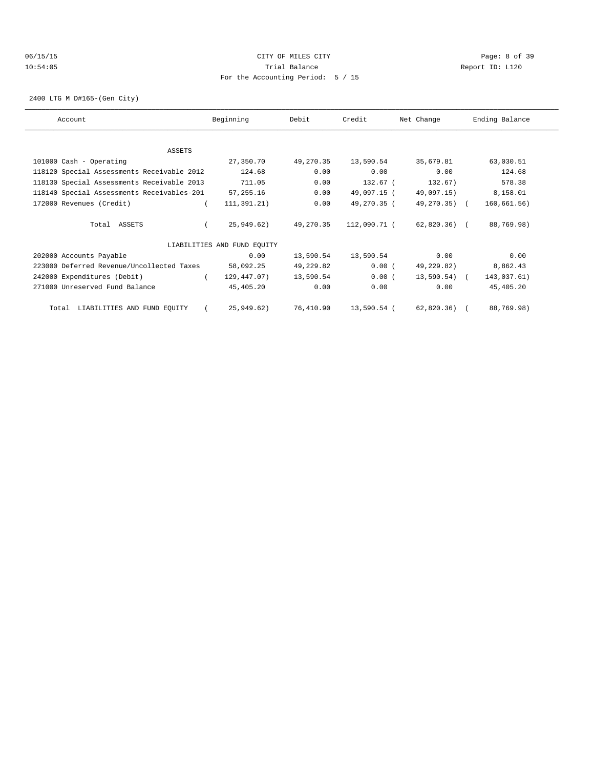CITY OF MILES CITY
Trial Balance
For the Accounting Period: 5 / 15

06/15/15 10:54:05 — Report ID: L120

2400 LTG M D#165-(Gen City)

| Account | Beginning | Debit | Credit | Net Change | Ending Balance |
|---|---|---|---|---|---|
| **ASSETS** | | | | | |
| 101000 Cash - Operating | 27,350.70 | 49,270.35 | 13,590.54 | 35,679.81 | 63,030.51 |
| 118120 Special Assessments Receivable 2012 | 124.68 | 0.00 | 0.00 | 0.00 | 124.68 |
| 118130 Special Assessments Receivable 2013 | 711.05 | 0.00 | 132.67 | ( 132.67) | 578.38 |
| 118140 Special Assessments Receivables-201 | 57,255.16 | 0.00 | 49,097.15 | ( 49,097.15) | 8,158.01 |
| 172000 Revenues (Credit) | ( 111,391.21) | 0.00 | 49,270.35 | ( 49,270.35) | ( 160,661.56) |
| Total ASSETS | ( 25,949.62) | 49,270.35 | 112,090.71 | ( 62,820.36) | ( 88,769.98) |
| **LIABILITIES AND FUND EQUITY** | | | | | |
| 202000 Accounts Payable | 0.00 | 13,590.54 | 13,590.54 | 0.00 | 0.00 |
| 223000 Deferred Revenue/Uncollected Taxes | 58,092.25 | 49,229.82 | 0.00 | ( 49,229.82) | 8,862.43 |
| 242000 Expenditures (Debit) | ( 129,447.07) | 13,590.54 | 0.00 | ( 13,590.54) | ( 143,037.61) |
| 271000 Unreserved Fund Balance | 45,405.20 | 0.00 | 0.00 | 0.00 | 45,405.20 |
| Total LIABILITIES AND FUND EQUITY | ( 25,949.62) | 76,410.90 | 13,590.54 | ( 62,820.36) | ( 88,769.98) |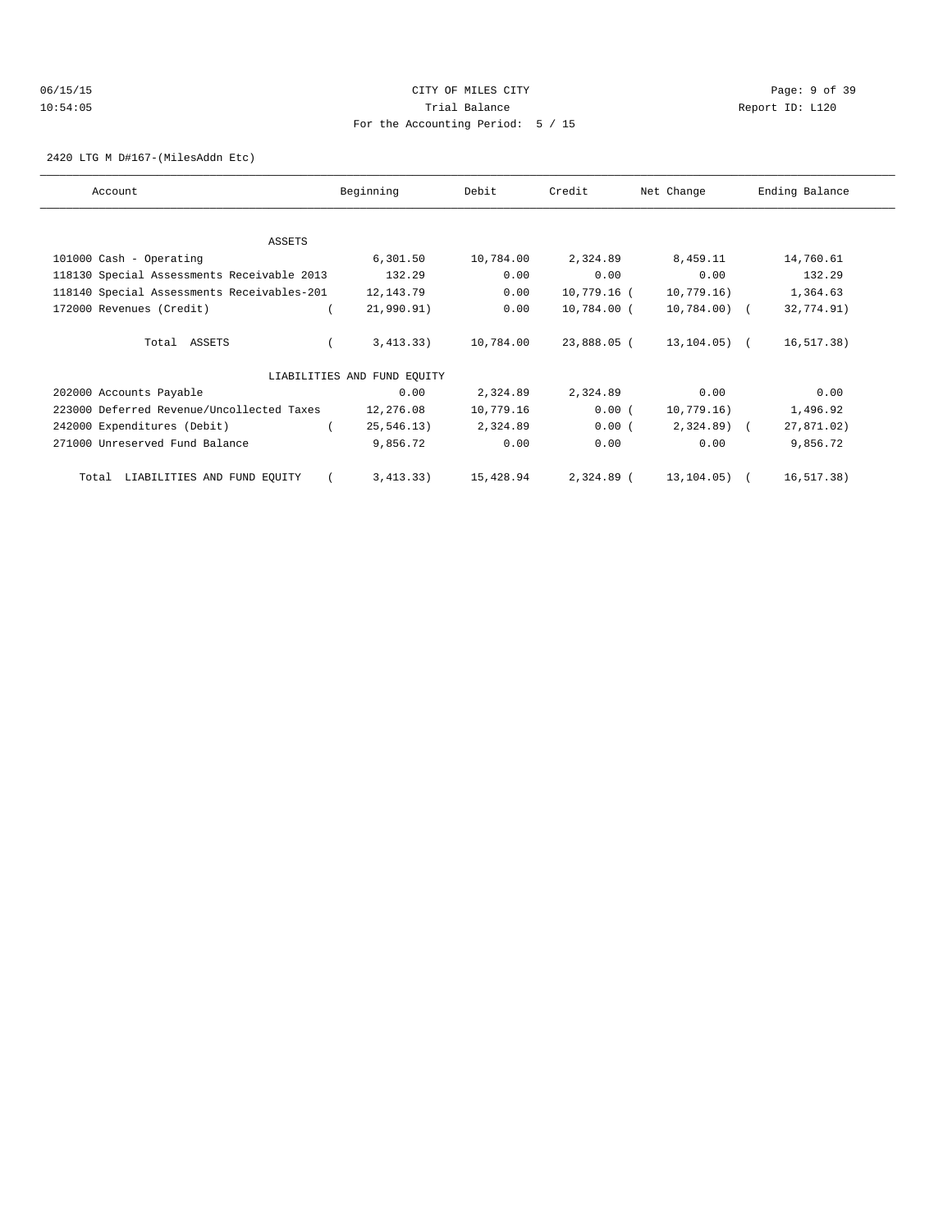CITY OF MILES CITY
Trial Balance
For the Accounting Period: 5 / 15

06/15/15
10:54:05

Report ID: L120

2420 LTG M D#167-(MilesAddn Etc)

| Account | Beginning | Debit | Credit | Net Change | Ending Balance |
|---|---|---|---|---|---|
| ASSETS | | | | | |
| 101000 Cash - Operating | 6,301.50 | 10,784.00 | 2,324.89 | 8,459.11 | 14,760.61 |
| 118130 Special Assessments Receivable 2013 | 132.29 | 0.00 | 0.00 | 0.00 | 132.29 |
| 118140 Special Assessments Receivables-201 | 12,143.79 | 0.00 | 10,779.16 | ( 10,779.16) | 1,364.63 |
| 172000 Revenues (Credit) | ( 21,990.91) | 0.00 | 10,784.00 | ( 10,784.00) | ( 32,774.91) |
| Total ASSETS | ( 3,413.33) | 10,784.00 | 23,888.05 | ( 13,104.05) | ( 16,517.38) |
| LIABILITIES AND FUND EQUITY | | | | | |
| 202000 Accounts Payable | 0.00 | 2,324.89 | 2,324.89 | 0.00 | 0.00 |
| 223000 Deferred Revenue/Uncollected Taxes | 12,276.08 | 10,779.16 | 0.00 | ( 10,779.16) | 1,496.92 |
| 242000 Expenditures (Debit) | ( 25,546.13) | 2,324.89 | 0.00 | ( 2,324.89) | ( 27,871.02) |
| 271000 Unreserved Fund Balance | 9,856.72 | 0.00 | 0.00 | 0.00 | 9,856.72 |
| Total LIABILITIES AND FUND EQUITY | ( 3,413.33) | 15,428.94 | 2,324.89 | ( 13,104.05) | ( 16,517.38) |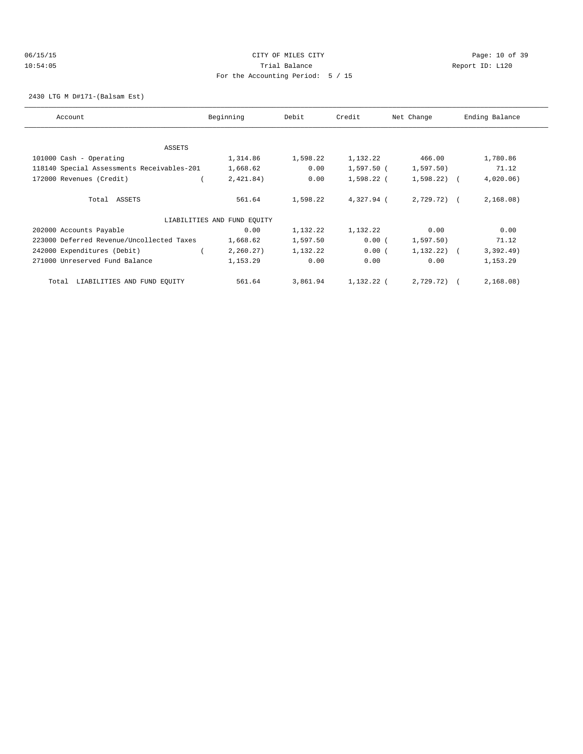CITY OF MILES CITY
Trial Balance
For the Accounting Period: 5 / 15

06/15/15 10:54:05 — Report ID: L120

2430 LTG M D#171-(Balsam Est)

| Account | Beginning | Debit | Credit | Net Change | Ending Balance |
|---|---|---|---|---|---|
| ASSETS | | | | | |
| 101000 Cash - Operating | 1,314.86 | 1,598.22 | 1,132.22 | 466.00 | 1,780.86 |
| 118140 Special Assessments Receivables-201 | 1,668.62 | 0.00 | 1,597.50 | ( 1,597.50) | 71.12 |
| 172000 Revenues (Credit) | ( 2,421.84) | 0.00 | 1,598.22 | ( 1,598.22) | ( 4,020.06) |
| Total ASSETS | 561.64 | 1,598.22 | 4,327.94 | ( 2,729.72) | ( 2,168.08) |
| LIABILITIES AND FUND EQUITY | | | | | |
| 202000 Accounts Payable | 0.00 | 1,132.22 | 1,132.22 | 0.00 | 0.00 |
| 223000 Deferred Revenue/Uncollected Taxes | 1,668.62 | 1,597.50 | 0.00 | ( 1,597.50) | 71.12 |
| 242000 Expenditures (Debit) | ( 2,260.27) | 1,132.22 | 0.00 | ( 1,132.22) | ( 3,392.49) |
| 271000 Unreserved Fund Balance | 1,153.29 | 0.00 | 0.00 | 0.00 | 1,153.29 |
| Total LIABILITIES AND FUND EQUITY | 561.64 | 3,861.94 | 1,132.22 | ( 2,729.72) | ( 2,168.08) |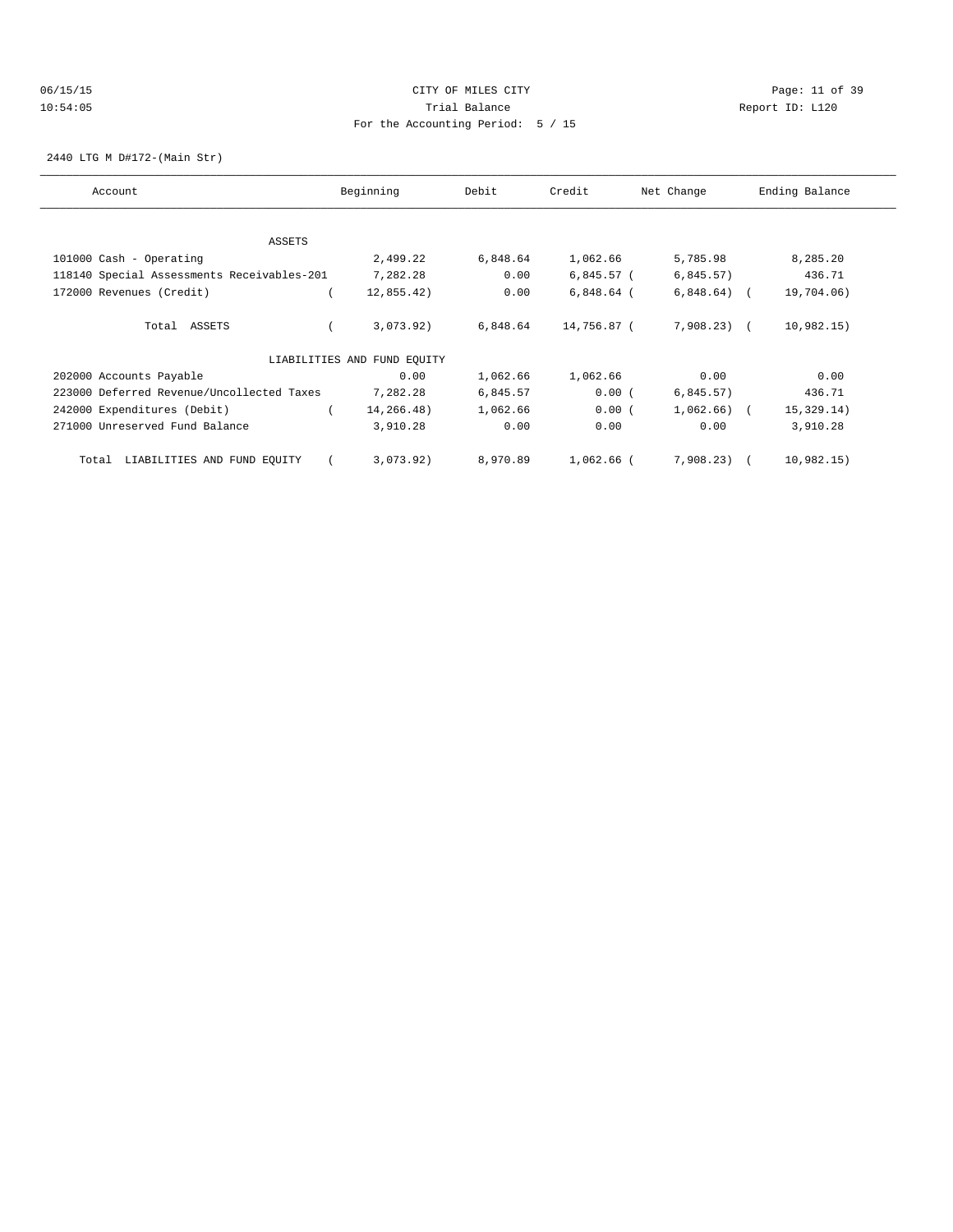CITY OF MILES CITY
Trial Balance
For the Accounting Period: 5 / 15

06/15/15
10:54:05

Report ID: L120

2440 LTG M D#172-(Main Str)

| Account | Beginning | Debit | Credit | Net Change | Ending Balance |
|---|---|---|---|---|---|
| ASSETS | | | | | |
| 101000 Cash - Operating | 2,499.22 | 6,848.64 | 1,062.66 | 5,785.98 | 8,285.20 |
| 118140 Special Assessments Receivables-201 | 7,282.28 | 0.00 | 6,845.57 | ( 6,845.57) | 436.71 |
| 172000 Revenues (Credit) | ( 12,855.42) | 0.00 | 6,848.64 | ( 6,848.64) | ( 19,704.06) |
| Total ASSETS | ( 3,073.92) | 6,848.64 | 14,756.87 | ( 7,908.23) | ( 10,982.15) |
| LIABILITIES AND FUND EQUITY | | | | | |
| 202000 Accounts Payable | 0.00 | 1,062.66 | 1,062.66 | 0.00 | 0.00 |
| 223000 Deferred Revenue/Uncollected Taxes | 7,282.28 | 6,845.57 | 0.00 | ( 6,845.57) | 436.71 |
| 242000 Expenditures (Debit) | ( 14,266.48) | 1,062.66 | 0.00 | ( 1,062.66) | ( 15,329.14) |
| 271000 Unreserved Fund Balance | 3,910.28 | 0.00 | 0.00 | 0.00 | 3,910.28 |
| Total LIABILITIES AND FUND EQUITY | ( 3,073.92) | 8,970.89 | 1,062.66 | ( 7,908.23) | ( 10,982.15) |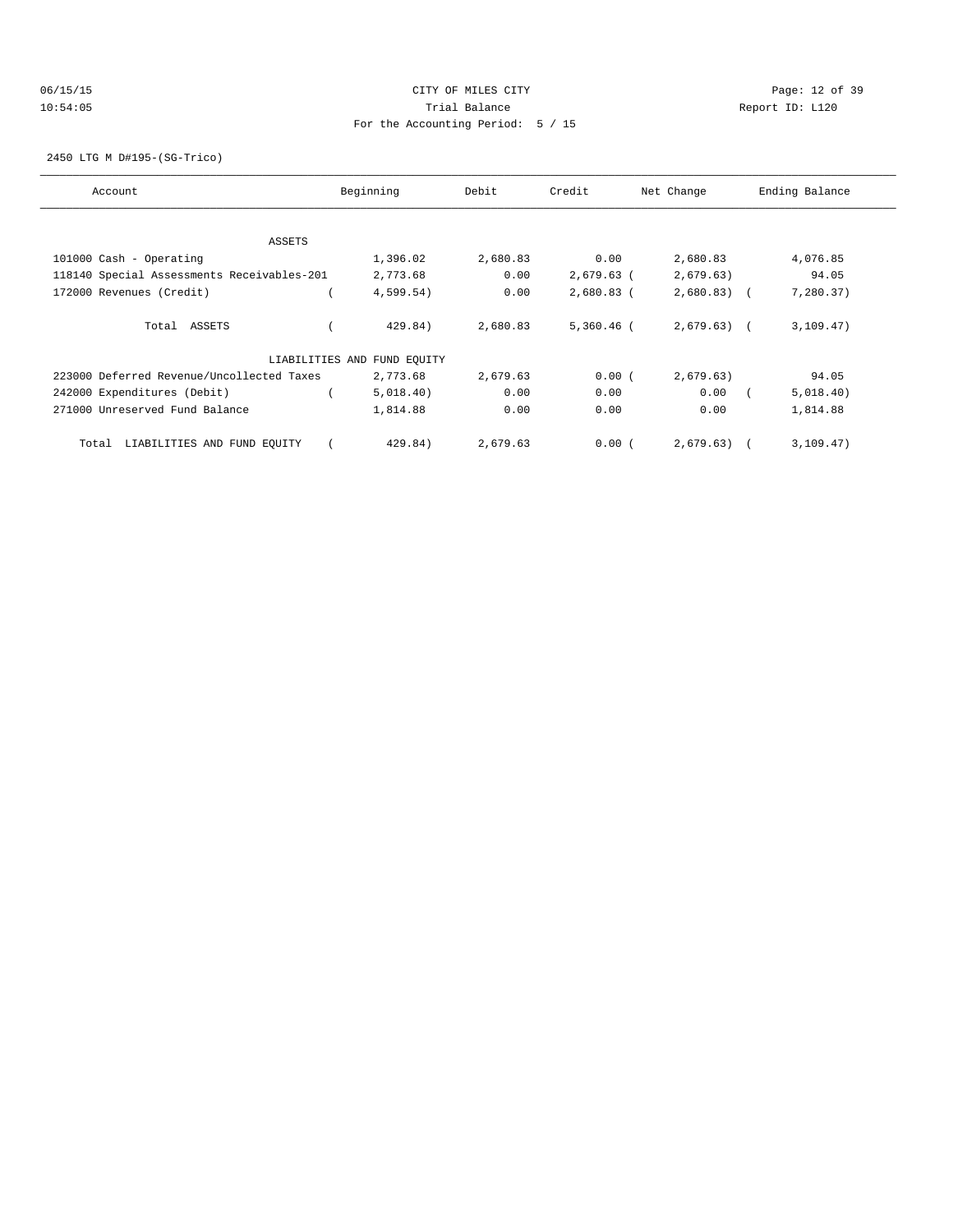CITY OF MILES CITY

Trial Balance

For the Accounting Period: 5 / 15

06/15/15 10:54:05 — Report ID: L120

2450 LTG M D#195-(SG-Trico)

| Account | Beginning | Debit | Credit | Net Change | Ending Balance |
|---|---|---|---|---|---|
| ASSETS | | | | | |
| 101000 Cash - Operating | 1,396.02 | 2,680.83 | 0.00 | 2,680.83 | 4,076.85 |
| 118140 Special Assessments Receivables-201 | 2,773.68 | 0.00 | 2,679.63 | ( 2,679.63) | 94.05 |
| 172000 Revenues (Credit) | ( 4,599.54) | 0.00 | 2,680.83 | ( 2,680.83) | ( 7,280.37) |
| Total ASSETS | ( 429.84) | 2,680.83 | 5,360.46 | ( 2,679.63) | ( 3,109.47) |
| LIABILITIES AND FUND EQUITY | | | | | |
| 223000 Deferred Revenue/Uncollected Taxes | 2,773.68 | 2,679.63 | 0.00 | ( 2,679.63) | 94.05 |
| 242000 Expenditures (Debit) | ( 5,018.40) | 0.00 | 0.00 | 0.00 | ( 5,018.40) |
| 271000 Unreserved Fund Balance | 1,814.88 | 0.00 | 0.00 | 0.00 | 1,814.88 |
| Total LIABILITIES AND FUND EQUITY | ( 429.84) | 2,679.63 | 0.00 | ( 2,679.63) | ( 3,109.47) |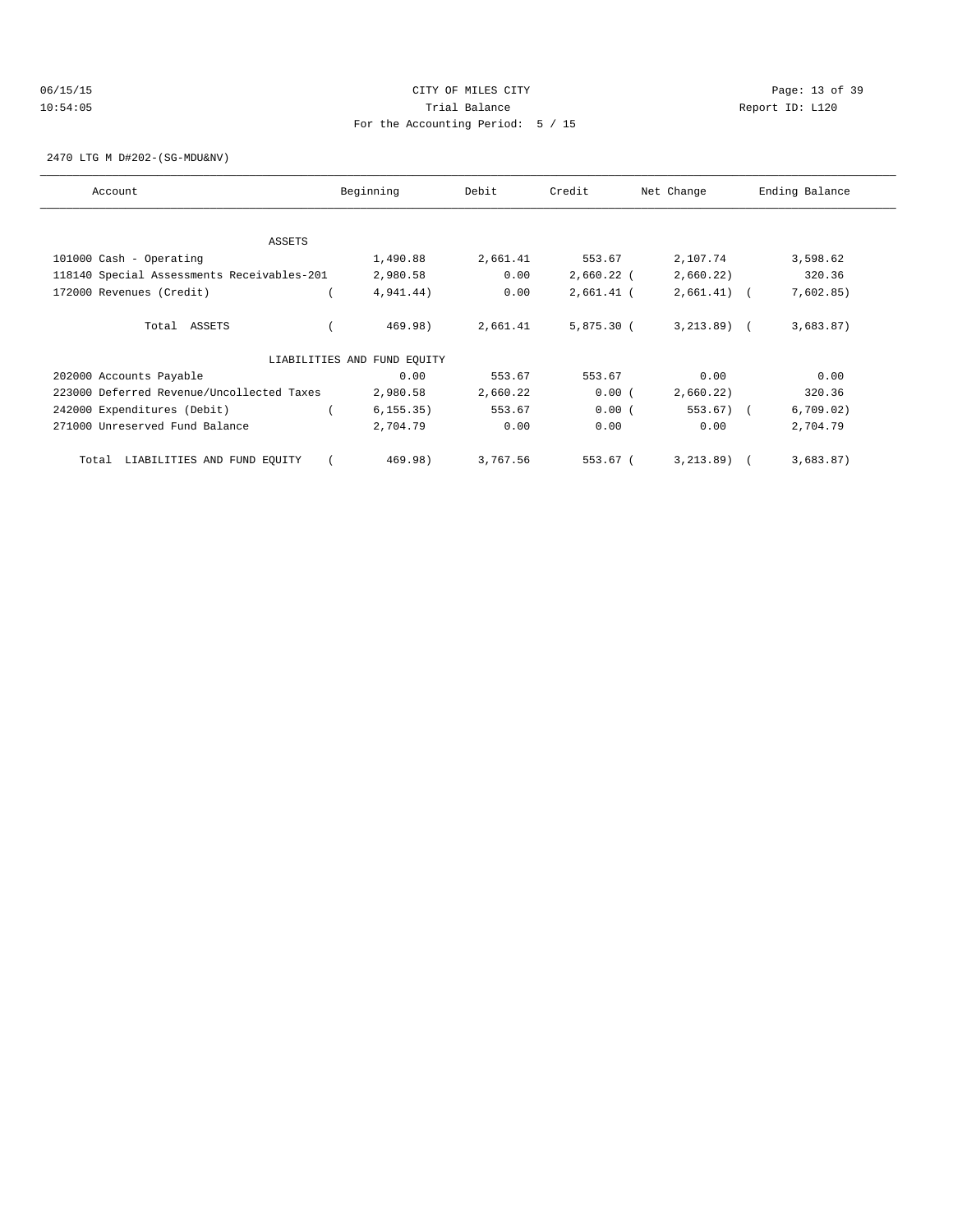CITY OF MILES CITY

Trial Balance

For the Accounting Period: 5 / 15

2470 LTG M D#202-(SG-MDU&NV)

| Account | Beginning | Debit | Credit | Net Change | Ending Balance |
|---|---|---|---|---|---|
| ASSETS | | | | | |
| 101000 Cash - Operating | 1,490.88 | 2,661.41 | 553.67 | 2,107.74 | 3,598.62 |
| 118140 Special Assessments Receivables-201 | 2,980.58 | 0.00 | 2,660.22 | (2,660.22) | 320.36 |
| 172000 Revenues (Credit) | (4,941.44) | 0.00 | 2,661.41 | (2,661.41) | (7,602.85) |
| Total ASSETS | (469.98) | 2,661.41 | 5,875.30 | (3,213.89) | (3,683.87) |
| LIABILITIES AND FUND EQUITY | | | | | |
| 202000 Accounts Payable | 0.00 | 553.67 | 553.67 | 0.00 | 0.00 |
| 223000 Deferred Revenue/Uncollected Taxes | 2,980.58 | 2,660.22 | 0.00 | (2,660.22) | 320.36 |
| 242000 Expenditures (Debit) | (6,155.35) | 553.67 | 0.00 | (553.67) | (6,709.02) |
| 271000 Unreserved Fund Balance | 2,704.79 | 0.00 | 0.00 | 0.00 | 2,704.79 |
| Total LIABILITIES AND FUND EQUITY | (469.98) | 3,767.56 | 553.67 | (3,213.89) | (3,683.87) |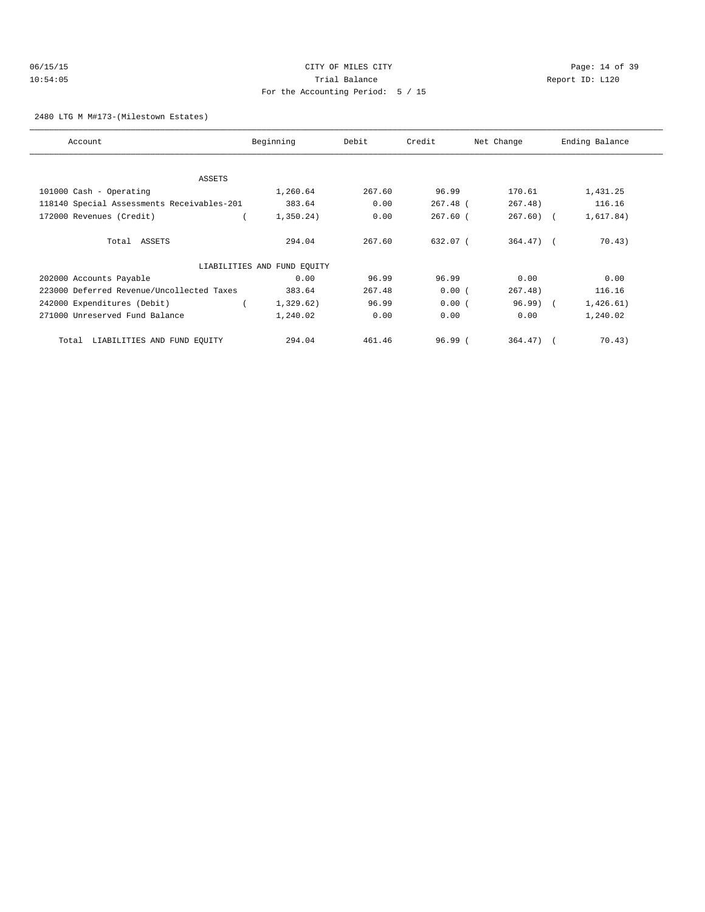CITY OF MILES CITY
Trial Balance
For the Accounting Period: 5 / 15

06/15/15 10:54:05 Report ID: L120

2480 LTG M M#173-(Milestown Estates)

| Account | Beginning | Debit | Credit | Net Change | Ending Balance |
|---|---|---|---|---|---|
| ASSETS | | | | | |
| 101000 Cash - Operating | 1,260.64 | 267.60 | 96.99 | 170.61 | 1,431.25 |
| 118140 Special Assessments Receivables-201 | 383.64 | 0.00 | 267.48 | ( 267.48) | 116.16 |
| 172000 Revenues (Credit) | ( 1,350.24) | 0.00 | 267.60 | ( 267.60) | ( 1,617.84) |
| Total ASSETS | 294.04 | 267.60 | 632.07 | ( 364.47) | ( 70.43) |
| LIABILITIES AND FUND EQUITY | | | | | |
| 202000 Accounts Payable | 0.00 | 96.99 | 96.99 | 0.00 | 0.00 |
| 223000 Deferred Revenue/Uncollected Taxes | 383.64 | 267.48 | 0.00 | ( 267.48) | 116.16 |
| 242000 Expenditures (Debit) | ( 1,329.62) | 96.99 | 0.00 | ( 96.99) | ( 1,426.61) |
| 271000 Unreserved Fund Balance | 1,240.02 | 0.00 | 0.00 | 0.00 | 1,240.02 |
| Total LIABILITIES AND FUND EQUITY | 294.04 | 461.46 | 96.99 | ( 364.47) | ( 70.43) |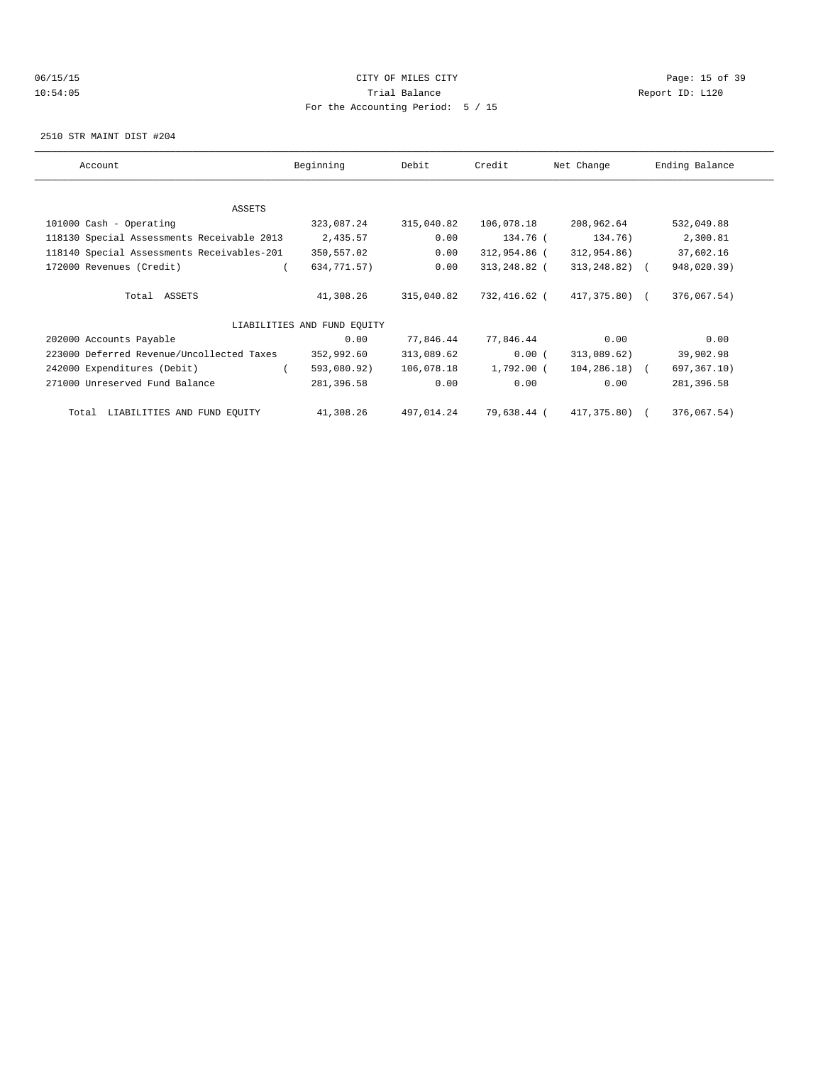CITY OF MILES CITY
Trial Balance
For the Accounting Period: 5 / 15

2510 STR MAINT DIST #204

| Account | Beginning | Debit | Credit | Net Change | Ending Balance |
|---|---|---|---|---|---|
| ASSETS | | | | | |
| 101000 Cash - Operating | 323,087.24 | 315,040.82 | 106,078.18 | 208,962.64 | 532,049.88 |
| 118130 Special Assessments Receivable 2013 | 2,435.57 | 0.00 | 134.76 | ( 134.76) | 2,300.81 |
| 118140 Special Assessments Receivables-201 | 350,557.02 | 0.00 | 312,954.86 | ( 312,954.86) | 37,602.16 |
| 172000 Revenues (Credit) | ( 634,771.57) | 0.00 | 313,248.82 | ( 313,248.82) | ( 948,020.39) |
| Total ASSETS | 41,308.26 | 315,040.82 | 732,416.62 | ( 417,375.80) | ( 376,067.54) |
| LIABILITIES AND FUND EQUITY | | | | | |
| 202000 Accounts Payable | 0.00 | 77,846.44 | 77,846.44 | 0.00 | 0.00 |
| 223000 Deferred Revenue/Uncollected Taxes | 352,992.60 | 313,089.62 | 0.00 | ( 313,089.62) | 39,902.98 |
| 242000 Expenditures (Debit) | ( 593,080.92) | 106,078.18 | 1,792.00 | ( 104,286.18) | ( 697,367.10) |
| 271000 Unreserved Fund Balance | 281,396.58 | 0.00 | 0.00 | 0.00 | 281,396.58 |
| Total LIABILITIES AND FUND EQUITY | 41,308.26 | 497,014.24 | 79,638.44 | ( 417,375.80) | ( 376,067.54) |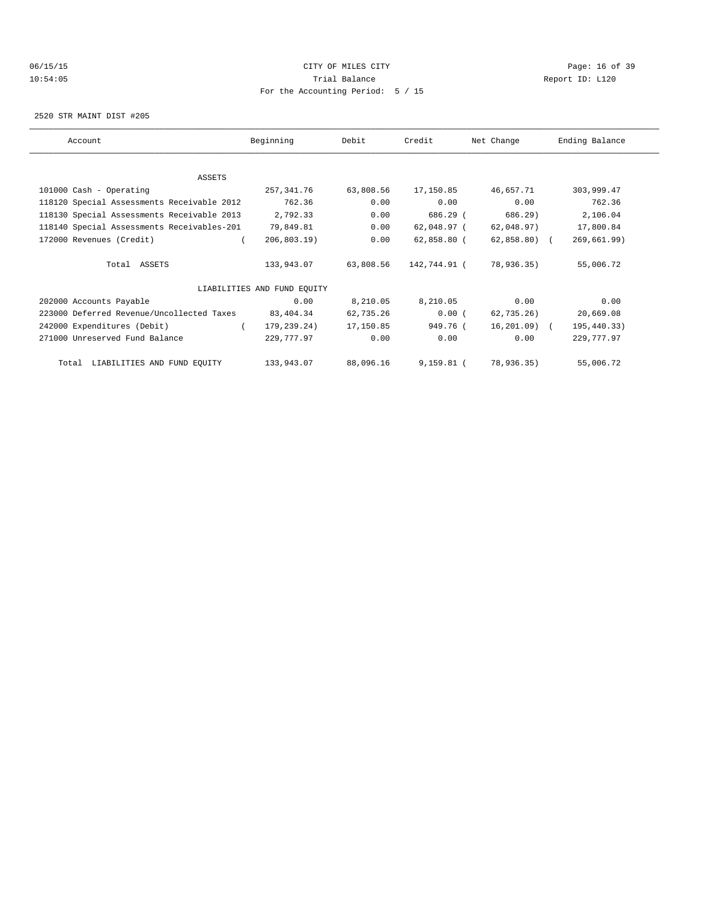CITY OF MILES CITY

Trial Balance

For the Accounting Period: 5 / 15

06/15/15 10:54:05 — Report ID: L120

2520 STR MAINT DIST #205

| Account | Beginning | Debit | Credit | Net Change | Ending Balance |
|---|---|---|---|---|---|
| ASSETS | | | | | |
| 101000 Cash - Operating | 257,341.76 | 63,808.56 | 17,150.85 | 46,657.71 | 303,999.47 |
| 118120 Special Assessments Receivable 2012 | 762.36 | 0.00 | 0.00 | 0.00 | 762.36 |
| 118130 Special Assessments Receivable 2013 | 2,792.33 | 0.00 | 686.29 | ( 686.29) | 2,106.04 |
| 118140 Special Assessments Receivables-201 | 79,849.81 | 0.00 | 62,048.97 | ( 62,048.97) | 17,800.84 |
| 172000 Revenues (Credit) | ( 206,803.19) | 0.00 | 62,858.80 | ( 62,858.80) | ( 269,661.99) |
| Total ASSETS | 133,943.07 | 63,808.56 | 142,744.91 | ( 78,936.35) | 55,006.72 |
| LIABILITIES AND FUND EQUITY | | | | | |
| 202000 Accounts Payable | 0.00 | 8,210.05 | 8,210.05 | 0.00 | 0.00 |
| 223000 Deferred Revenue/Uncollected Taxes | 83,404.34 | 62,735.26 | 0.00 | ( 62,735.26) | 20,669.08 |
| 242000 Expenditures (Debit) | ( 179,239.24) | 17,150.85 | 949.76 | ( 16,201.09) | ( 195,440.33) |
| 271000 Unreserved Fund Balance | 229,777.97 | 0.00 | 0.00 | 0.00 | 229,777.97 |
| Total LIABILITIES AND FUND EQUITY | 133,943.07 | 88,096.16 | 9,159.81 | ( 78,936.35) | 55,006.72 |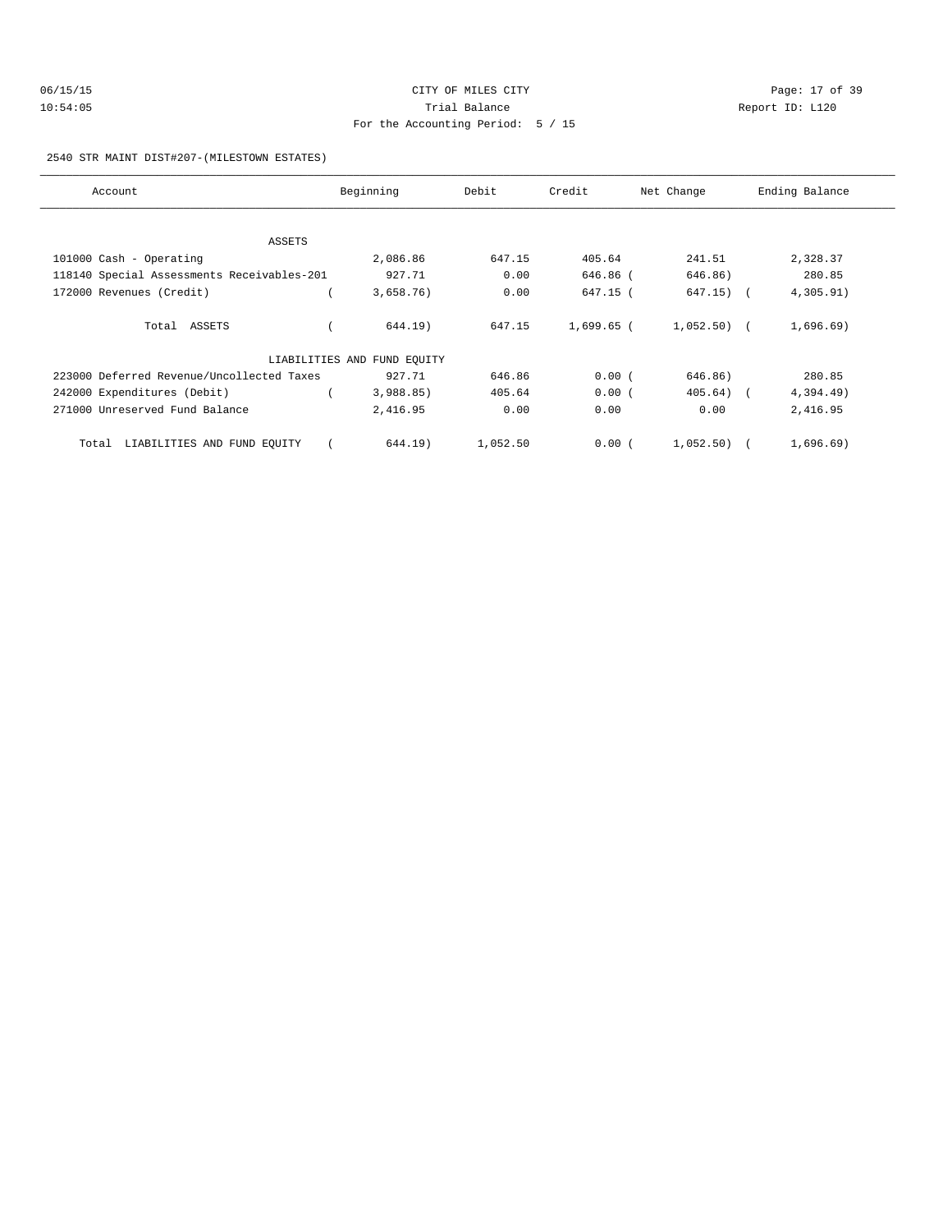CITY OF MILES CITY
Trial Balance
For the Accounting Period: 5 / 15

2540 STR MAINT DIST#207-(MILESTOWN ESTATES)

| Account | Beginning | Debit | Credit | Net Change | Ending Balance |
|---|---|---|---|---|---|
| ASSETS | | | | | |
| 101000 Cash - Operating | 2,086.86 | 647.15 | 405.64 | 241.51 | 2,328.37 |
| 118140 Special Assessments Receivables-201 | 927.71 | 0.00 | 646.86 | ( 646.86) | 280.85 |
| 172000 Revenues (Credit) | ( 3,658.76) | 0.00 | 647.15 | ( 647.15) | ( 4,305.91) |
| Total ASSETS | ( 644.19) | 647.15 | 1,699.65 | ( 1,052.50) | ( 1,696.69) |
| LIABILITIES AND FUND EQUITY | | | | | |
| 223000 Deferred Revenue/Uncollected Taxes | 927.71 | 646.86 | 0.00 | ( 646.86) | 280.85 |
| 242000 Expenditures (Debit) | ( 3,988.85) | 405.64 | 0.00 | ( 405.64) | ( 4,394.49) |
| 271000 Unreserved Fund Balance | 2,416.95 | 0.00 | 0.00 | 0.00 | 2,416.95 |
| Total LIABILITIES AND FUND EQUITY | ( 644.19) | 1,052.50 | 0.00 | ( 1,052.50) | ( 1,696.69) |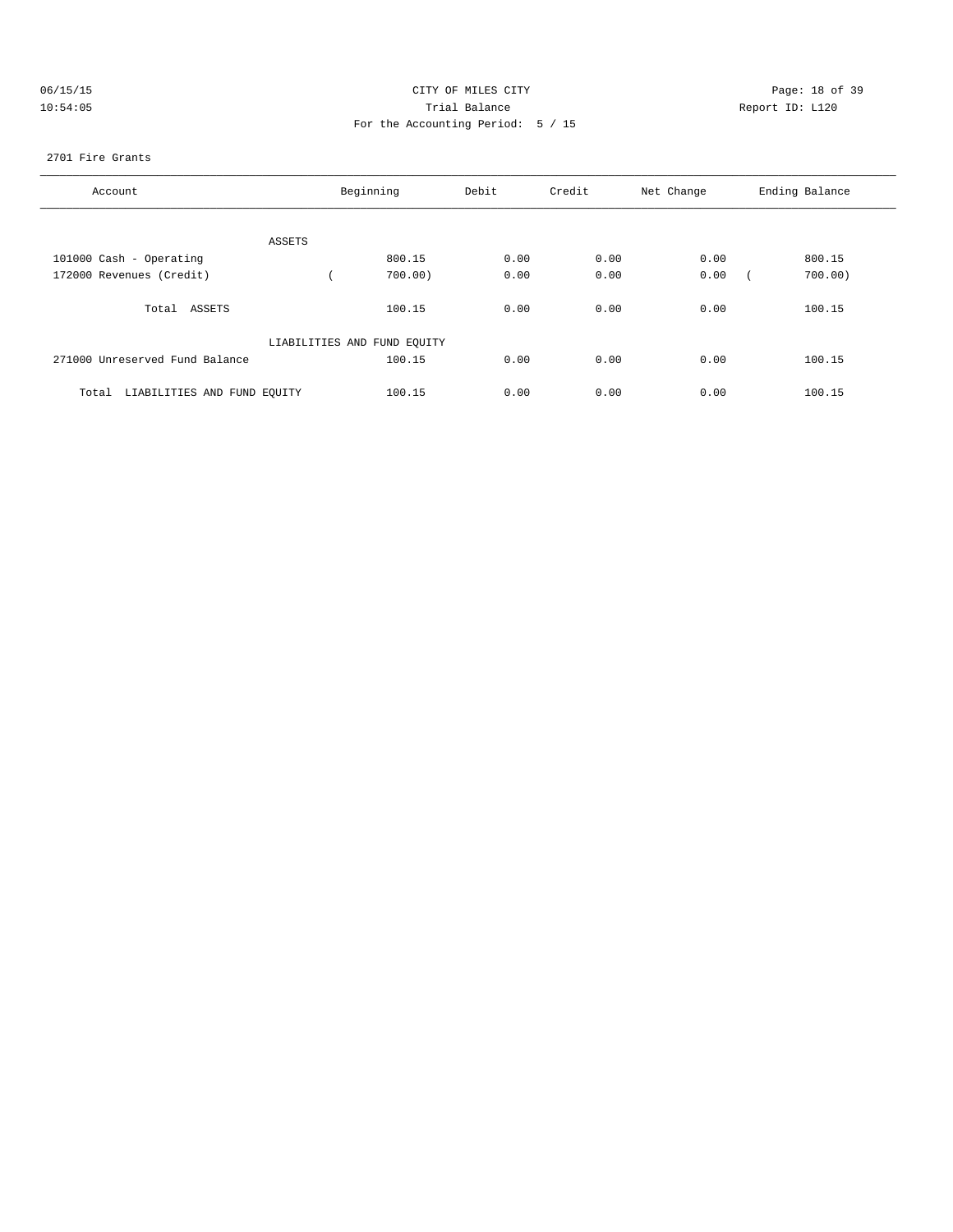CITY OF MILES CITY
Trial Balance
For the Accounting Period: 5 / 15

06/15/15
10:54:05

Report ID: L120

2701 Fire Grants

| Account | Beginning | Debit | Credit | Net Change | Ending Balance |
|---|---|---|---|---|---|
| ASSETS | | | | | |
| 101000 Cash - Operating | 800.15 | 0.00 | 0.00 | 0.00 | 800.15 |
| 172000 Revenues (Credit) | ( 700.00) | 0.00 | 0.00 | 0.00 | ( 700.00) |
| Total ASSETS | 100.15 | 0.00 | 0.00 | 0.00 | 100.15 |
| LIABILITIES AND FUND EQUITY | | | | | |
| 271000 Unreserved Fund Balance | 100.15 | 0.00 | 0.00 | 0.00 | 100.15 |
| Total LIABILITIES AND FUND EQUITY | 100.15 | 0.00 | 0.00 | 0.00 | 100.15 |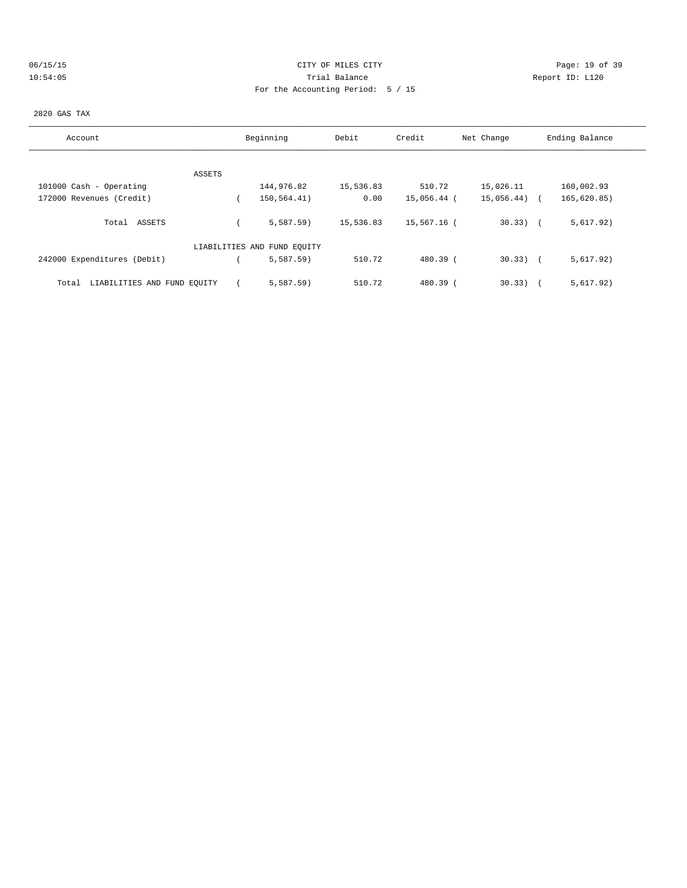CITY OF MILES CITY
Trial Balance
For the Accounting Period: 5 / 15

06/15/15 10:54:05 — Report ID: L120

2820 GAS TAX

| Account | Beginning | Debit | Credit | Net Change | Ending Balance |
|---|---|---|---|---|---|
| ASSETS | | | | | |
| 101000 Cash - Operating | 144,976.82 | 15,536.83 | 510.72 | 15,026.11 | 160,002.93 |
| 172000 Revenues (Credit) | ( 150,564.41) | 0.00 | 15,056.44 | ( 15,056.44) | ( 165,620.85) |
| Total ASSETS | ( 5,587.59) | 15,536.83 | 15,567.16 | ( 30.33) | ( 5,617.92) |
| LIABILITIES AND FUND EQUITY | | | | | |
| 242000 Expenditures (Debit) | ( 5,587.59) | 510.72 | 480.39 | ( 30.33) | ( 5,617.92) |
| Total LIABILITIES AND FUND EQUITY | ( 5,587.59) | 510.72 | 480.39 | ( 30.33) | ( 5,617.92) |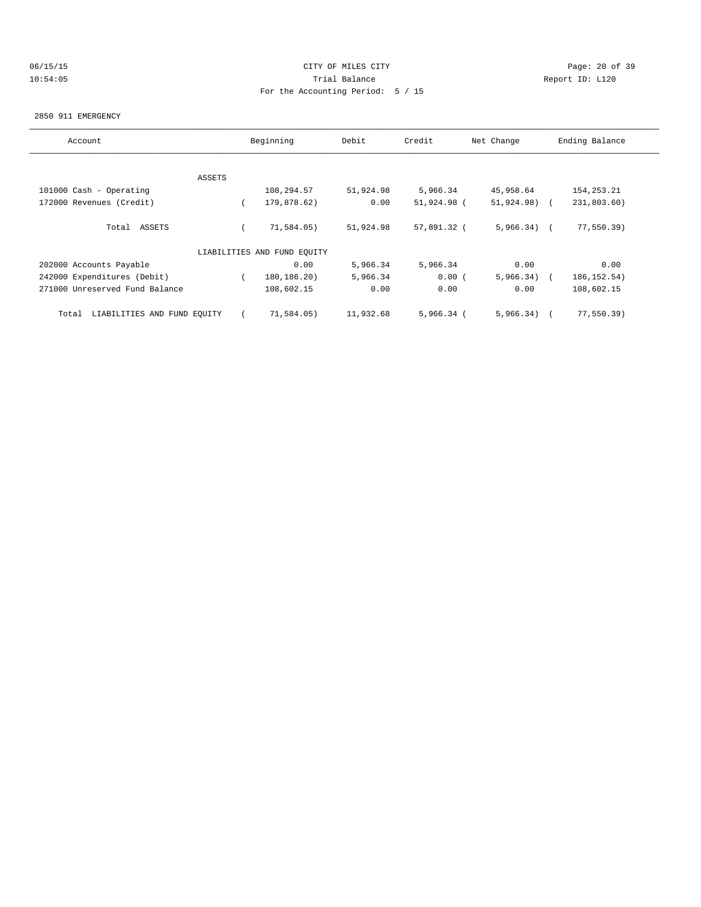CITY OF MILES CITY
Trial Balance
For the Accounting Period: 5 / 15

06/15/15 10:54:05 Report ID: L120

2850 911 EMERGENCY

| Account | Beginning | Debit | Credit | Net Change | Ending Balance |
|---|---|---|---|---|---|
| ASSETS | | | | | |
| 101000 Cash - Operating | 108,294.57 | 51,924.98 | 5,966.34 | 45,958.64 | 154,253.21 |
| 172000 Revenues (Credit) | ( 179,878.62) | 0.00 | 51,924.98 | ( 51,924.98) | ( 231,803.60) |
| Total ASSETS | ( 71,584.05) | 51,924.98 | 57,891.32 | ( 5,966.34) | ( 77,550.39) |
| LIABILITIES AND FUND EQUITY | | | | | |
| 202000 Accounts Payable | 0.00 | 5,966.34 | 5,966.34 | 0.00 | 0.00 |
| 242000 Expenditures (Debit) | ( 180,186.20) | 5,966.34 | 0.00 | ( 5,966.34) | ( 186,152.54) |
| 271000 Unreserved Fund Balance | 108,602.15 | 0.00 | 0.00 | 0.00 | 108,602.15 |
| Total LIABILITIES AND FUND EQUITY | ( 71,584.05) | 11,932.68 | 5,966.34 | ( 5,966.34) | ( 77,550.39) |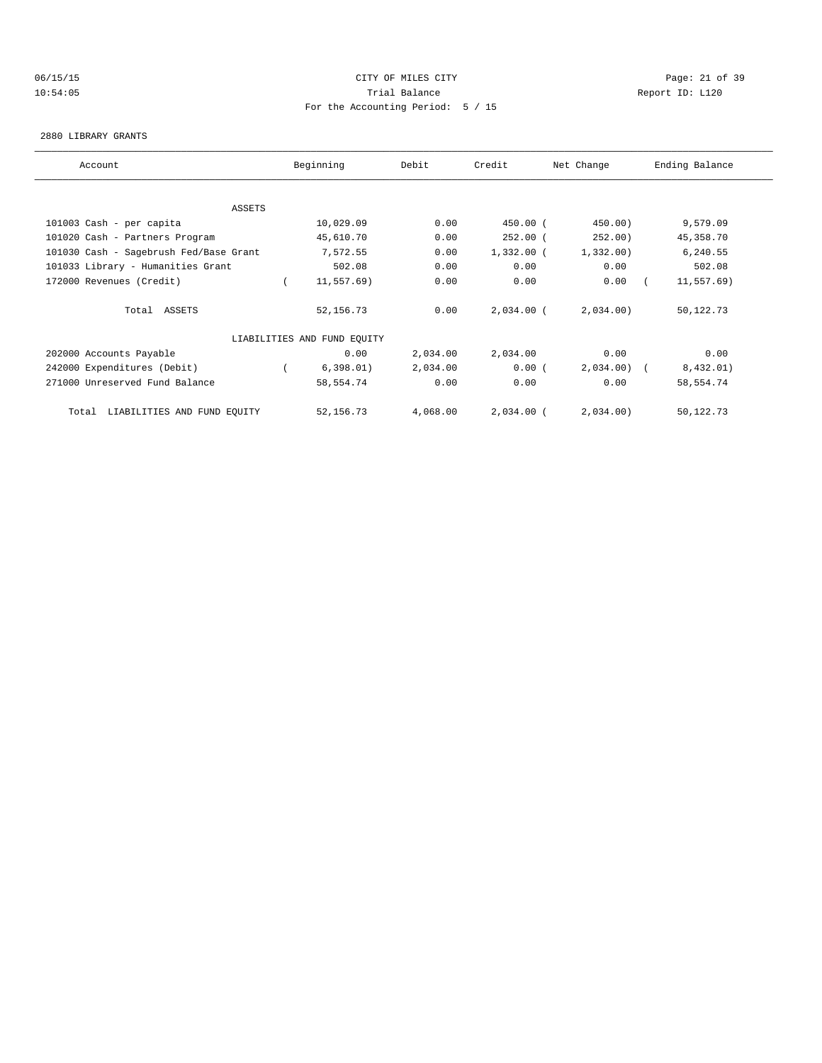CITY OF MILES CITY
Trial Balance
For the Accounting Period: 5 / 15

06/15/15 10:54:05 — Report ID: L120

2880 LIBRARY GRANTS

| Account | Beginning | Debit | Credit | Net Change | Ending Balance |
|---|---|---|---|---|---|
| ASSETS | | | | | |
| 101003 Cash - per capita | 10,029.09 | 0.00 | 450.00 | ( 450.00) | 9,579.09 |
| 101020 Cash - Partners Program | 45,610.70 | 0.00 | 252.00 | ( 252.00) | 45,358.70 |
| 101030 Cash - Sagebrush Fed/Base Grant | 7,572.55 | 0.00 | 1,332.00 | ( 1,332.00) | 6,240.55 |
| 101033 Library - Humanities Grant | 502.08 | 0.00 | 0.00 | 0.00 | 502.08 |
| 172000 Revenues (Credit) | ( 11,557.69) | 0.00 | 0.00 | 0.00 | ( 11,557.69) |
| Total ASSETS | 52,156.73 | 0.00 | 2,034.00 | ( 2,034.00) | 50,122.73 |
| LIABILITIES AND FUND EQUITY | | | | | |
| 202000 Accounts Payable | 0.00 | 2,034.00 | 2,034.00 | 0.00 | 0.00 |
| 242000 Expenditures (Debit) | ( 6,398.01) | 2,034.00 | 0.00 | ( 2,034.00) | ( 8,432.01) |
| 271000 Unreserved Fund Balance | 58,554.74 | 0.00 | 0.00 | 0.00 | 58,554.74 |
| Total LIABILITIES AND FUND EQUITY | 52,156.73 | 4,068.00 | 2,034.00 | ( 2,034.00) | 50,122.73 |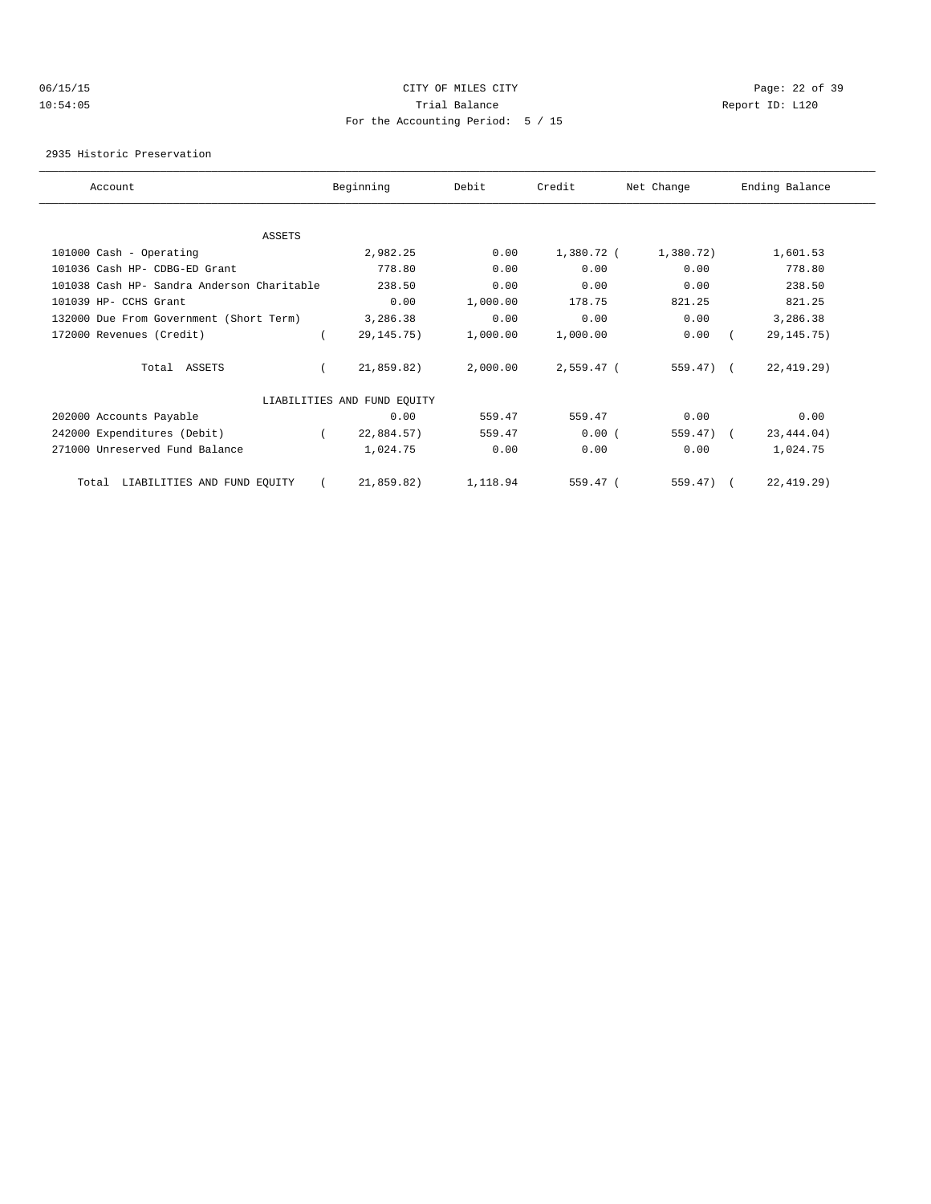CITY OF MILES CITY
Trial Balance
For the Accounting Period: 5 / 15

06/15/15
10:54:05

Report ID: L120

2935 Historic Preservation

| Account | Beginning | Debit | Credit | Net Change | Ending Balance |
|---|---|---|---|---|---|
| ASSETS | | | | | |
| 101000 Cash - Operating | 2,982.25 | 0.00 | 1,380.72 | ( 1,380.72) | 1,601.53 |
| 101036 Cash HP- CDBG-ED Grant | 778.80 | 0.00 | 0.00 | 0.00 | 778.80 |
| 101038 Cash HP- Sandra Anderson Charitable | 238.50 | 0.00 | 0.00 | 0.00 | 238.50 |
| 101039 HP- CCHS Grant | 0.00 | 1,000.00 | 178.75 | 821.25 | 821.25 |
| 132000 Due From Government (Short Term) | 3,286.38 | 0.00 | 0.00 | 0.00 | 3,286.38 |
| 172000 Revenues (Credit) | ( 29,145.75) | 1,000.00 | 1,000.00 | 0.00 | ( 29,145.75) |
| Total ASSETS | ( 21,859.82) | 2,000.00 | 2,559.47 | ( 559.47) | ( 22,419.29) |
| LIABILITIES AND FUND EQUITY | | | | | |
| 202000 Accounts Payable | 0.00 | 559.47 | 559.47 | 0.00 | 0.00 |
| 242000 Expenditures (Debit) | ( 22,884.57) | 559.47 | 0.00 | ( 559.47) | ( 23,444.04) |
| 271000 Unreserved Fund Balance | 1,024.75 | 0.00 | 0.00 | 0.00 | 1,024.75 |
| Total LIABILITIES AND FUND EQUITY | ( 21,859.82) | 1,118.94 | 559.47 | ( 559.47) | ( 22,419.29) |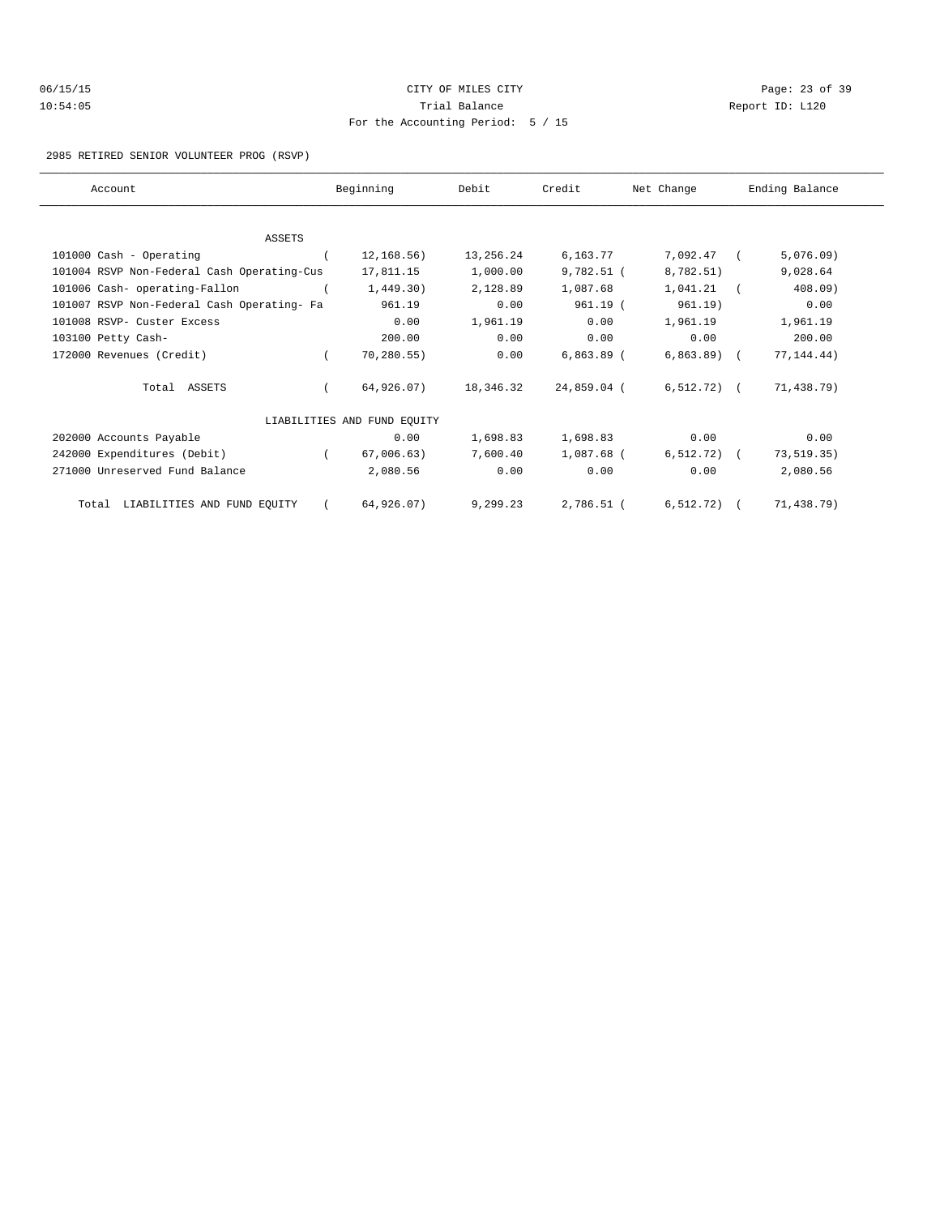CITY OF MILES CITY
Trial Balance
For the Accounting Period: 5 / 15

06/15/15
10:54:05

Report ID: L120

2985 RETIRED SENIOR VOLUNTEER PROG (RSVP)

| Account | Beginning | Debit | Credit | Net Change | Ending Balance |
|---|---|---|---|---|---|
| ASSETS | | | | | |
| 101000 Cash - Operating | ( 12,168.56) | 13,256.24 | 6,163.77 | 7,092.47 | ( 5,076.09) |
| 101004 RSVP Non-Federal Cash Operating-Cus | 17,811.15 | 1,000.00 | 9,782.51 | ( 8,782.51) | 9,028.64 |
| 101006 Cash- operating-Fallon | ( 1,449.30) | 2,128.89 | 1,087.68 | 1,041.21 | ( 408.09) |
| 101007 RSVP Non-Federal Cash Operating- Fa | 961.19 | 0.00 | 961.19 | ( 961.19) | 0.00 |
| 101008 RSVP- Custer Excess | 0.00 | 1,961.19 | 0.00 | 1,961.19 | 1,961.19 |
| 103100 Petty Cash- | 200.00 | 0.00 | 0.00 | 0.00 | 200.00 |
| 172000 Revenues (Credit) | ( 70,280.55) | 0.00 | 6,863.89 | ( 6,863.89) | ( 77,144.44) |
| Total ASSETS | ( 64,926.07) | 18,346.32 | 24,859.04 | ( 6,512.72) | ( 71,438.79) |
| LIABILITIES AND FUND EQUITY | | | | | |
| 202000 Accounts Payable | 0.00 | 1,698.83 | 1,698.83 | 0.00 | 0.00 |
| 242000 Expenditures (Debit) | ( 67,006.63) | 7,600.40 | 1,087.68 | ( 6,512.72) | ( 73,519.35) |
| 271000 Unreserved Fund Balance | 2,080.56 | 0.00 | 0.00 | 0.00 | 2,080.56 |
| Total LIABILITIES AND FUND EQUITY | ( 64,926.07) | 9,299.23 | 2,786.51 | ( 6,512.72) | ( 71,438.79) |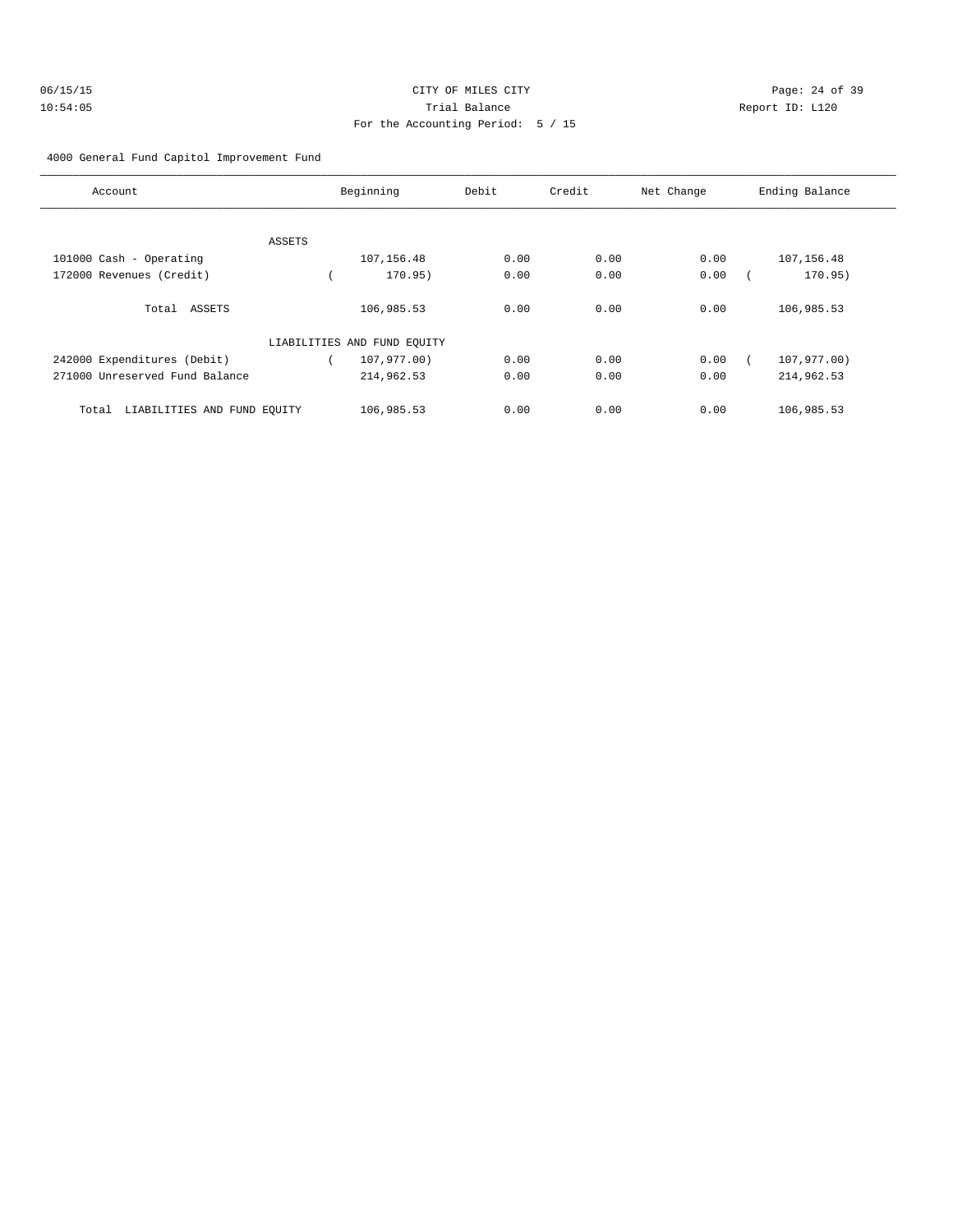CITY OF MILES CITY
Trial Balance
For the Accounting Period: 5 / 15

06/15/15
10:54:05

Report ID: L120

4000 General Fund Capitol Improvement Fund

| Account | Beginning | Debit | Credit | Net Change | Ending Balance |
|---|---|---|---|---|---|
| ASSETS | | | | | |
| 101000 Cash - Operating | 107,156.48 | 0.00 | 0.00 | 0.00 | 107,156.48 |
| 172000 Revenues (Credit) | ( 170.95) | 0.00 | 0.00 | 0.00 | ( 170.95) |
| Total ASSETS | 106,985.53 | 0.00 | 0.00 | 0.00 | 106,985.53 |
| LIABILITIES AND FUND EQUITY | | | | | |
| 242000 Expenditures (Debit) | ( 107,977.00) | 0.00 | 0.00 | 0.00 | ( 107,977.00) |
| 271000 Unreserved Fund Balance | 214,962.53 | 0.00 | 0.00 | 0.00 | 214,962.53 |
| Total LIABILITIES AND FUND EQUITY | 106,985.53 | 0.00 | 0.00 | 0.00 | 106,985.53 |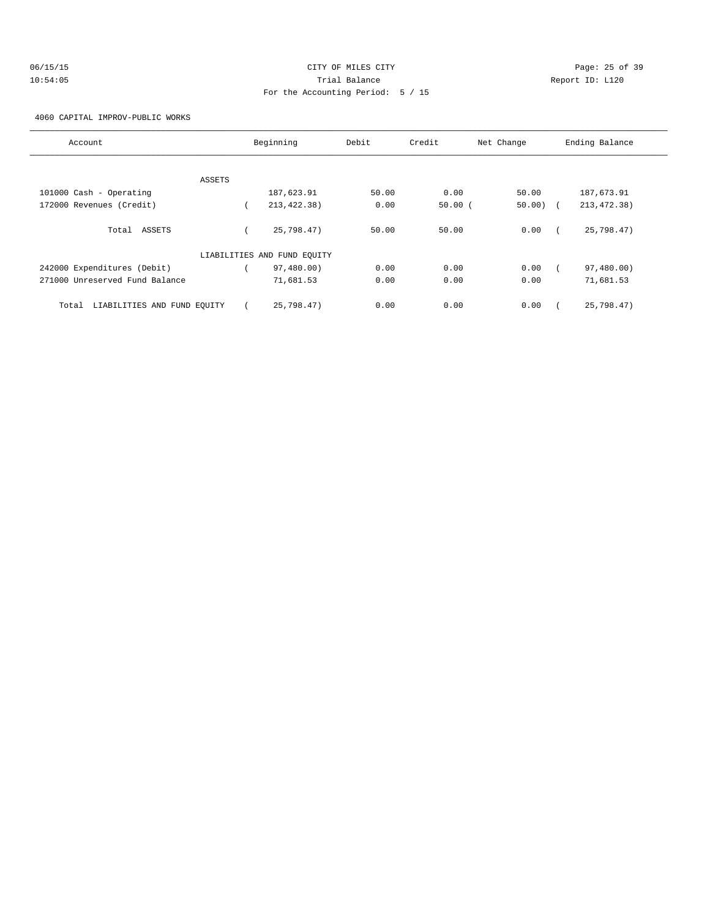CITY OF MILES CITY

Trial Balance

For the Accounting Period: 5 / 15

06/15/15 10:54:05

Report ID: L120

4060 CAPITAL IMPROV-PUBLIC WORKS

| Account | Beginning | Debit | Credit | Net Change | Ending Balance |
|---|---|---|---|---|---|
| ASSETS | | | | | |
| 101000 Cash - Operating | 187,623.91 | 50.00 | 0.00 | 50.00 | 187,673.91 |
| 172000 Revenues (Credit) | ( 213,422.38) | 0.00 | 50.00 | ( 50.00) | ( 213,472.38) |
| Total ASSETS | ( 25,798.47) | 50.00 | 50.00 | 0.00 | ( 25,798.47) |
| LIABILITIES AND FUND EQUITY | | | | | |
| 242000 Expenditures (Debit) | ( 97,480.00) | 0.00 | 0.00 | 0.00 | ( 97,480.00) |
| 271000 Unreserved Fund Balance | 71,681.53 | 0.00 | 0.00 | 0.00 | 71,681.53 |
| Total LIABILITIES AND FUND EQUITY | ( 25,798.47) | 0.00 | 0.00 | 0.00 | ( 25,798.47) |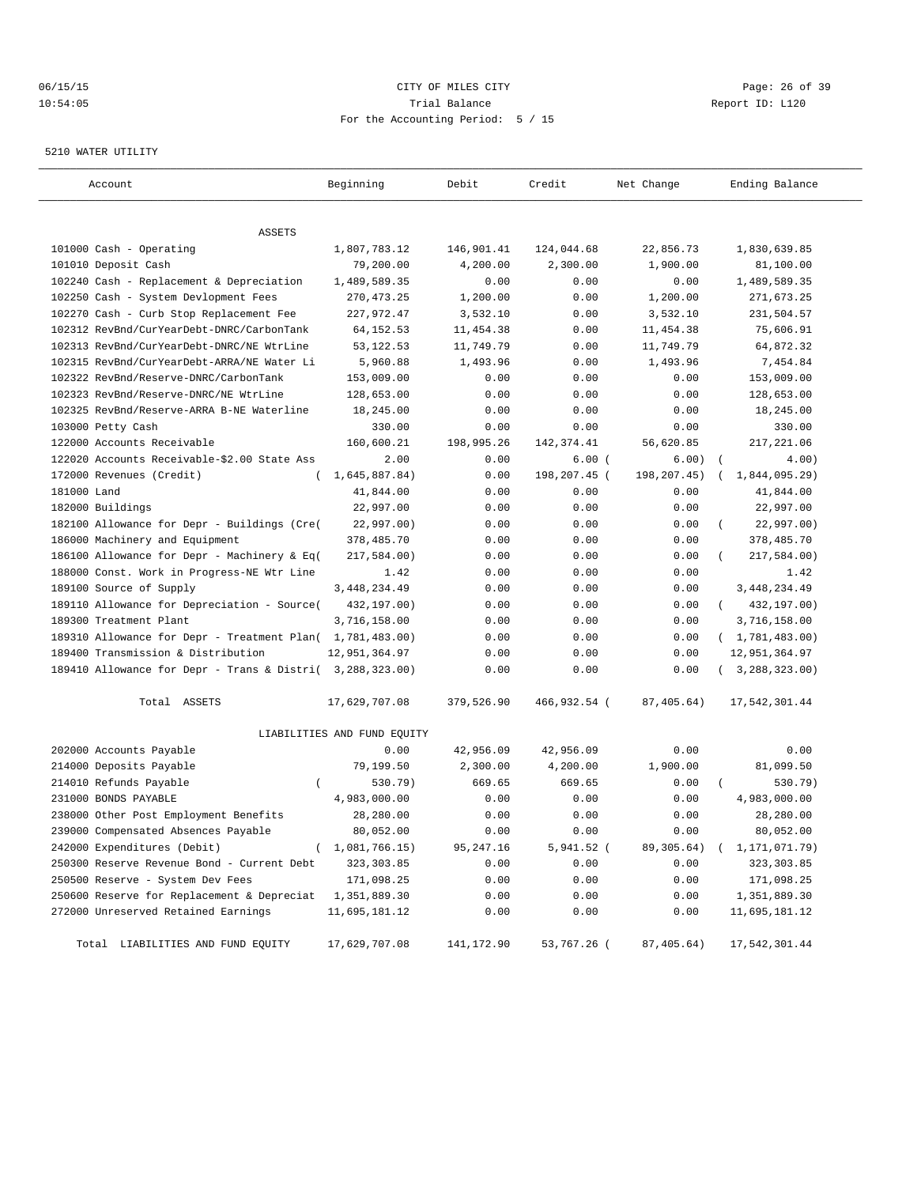CITY OF MILES CITY
Trial Balance
For the Accounting Period: 5 / 15

06/15/15
10:54:05

Report ID: L120

5210 WATER UTILITY

| Account | Beginning | Debit | Credit | Net Change | Ending Balance |
|---|---|---|---|---|---|
| ASSETS | | | | | |
| 101000 Cash - Operating | 1,807,783.12 | 146,901.41 | 124,044.68 | 22,856.73 | 1,830,639.85 |
| 101010 Deposit Cash | 79,200.00 | 4,200.00 | 2,300.00 | 1,900.00 | 81,100.00 |
| 102240 Cash - Replacement & Depreciation | 1,489,589.35 | 0.00 | 0.00 | 0.00 | 1,489,589.35 |
| 102250 Cash - System Devlopment Fees | 270,473.25 | 1,200.00 | 0.00 | 1,200.00 | 271,673.25 |
| 102270 Cash - Curb Stop Replacement Fee | 227,972.47 | 3,532.10 | 0.00 | 3,532.10 | 231,504.57 |
| 102312 RevBnd/CurYearDebt-DNRC/CarbonTank | 64,152.53 | 11,454.38 | 0.00 | 11,454.38 | 75,606.91 |
| 102313 RevBnd/CurYearDebt-DNRC/NE WtrLine | 53,122.53 | 11,749.79 | 0.00 | 11,749.79 | 64,872.32 |
| 102315 RevBnd/CurYearDebt-ARRA/NE Water Li | 5,960.88 | 1,493.96 | 0.00 | 1,493.96 | 7,454.84 |
| 102322 RevBnd/Reserve-DNRC/CarbonTank | 153,009.00 | 0.00 | 0.00 | 0.00 | 153,009.00 |
| 102323 RevBnd/Reserve-DNRC/NE WtrLine | 128,653.00 | 0.00 | 0.00 | 0.00 | 128,653.00 |
| 102325 RevBnd/Reserve-ARRA B-NE Waterline | 18,245.00 | 0.00 | 0.00 | 0.00 | 18,245.00 |
| 103000 Petty Cash | 330.00 | 0.00 | 0.00 | 0.00 | 330.00 |
| 122000 Accounts Receivable | 160,600.21 | 198,995.26 | 142,374.41 | 56,620.85 | 217,221.06 |
| 122020 Accounts Receivable-$2.00 State Ass | 2.00 | 0.00 | 6.00 | ( 6.00) | ( 4.00) |
| 172000 Revenues (Credit) | ( 1,645,887.84) | 0.00 | 198,207.45 | ( 198,207.45) | ( 1,844,095.29) |
| 181000 Land | 41,844.00 | 0.00 | 0.00 | 0.00 | 41,844.00 |
| 182000 Buildings | 22,997.00 | 0.00 | 0.00 | 0.00 | 22,997.00 |
| 182100 Allowance for Depr - Buildings (Cre | ( 22,997.00) | 0.00 | 0.00 | 0.00 | ( 22,997.00) |
| 186000 Machinery and Equipment | 378,485.70 | 0.00 | 0.00 | 0.00 | 378,485.70 |
| 186100 Allowance for Depr - Machinery & Eq | ( 217,584.00) | 0.00 | 0.00 | 0.00 | ( 217,584.00) |
| 188000 Const. Work in Progress-NE Wtr Line | 1.42 | 0.00 | 0.00 | 0.00 | 1.42 |
| 189100 Source of Supply | 3,448,234.49 | 0.00 | 0.00 | 0.00 | 3,448,234.49 |
| 189110 Allowance for Depreciation - Source | ( 432,197.00) | 0.00 | 0.00 | 0.00 | ( 432,197.00) |
| 189300 Treatment Plant | 3,716,158.00 | 0.00 | 0.00 | 0.00 | 3,716,158.00 |
| 189310 Allowance for Depr - Treatment Plan | ( 1,781,483.00) | 0.00 | 0.00 | 0.00 | ( 1,781,483.00) |
| 189400 Transmission & Distribution | 12,951,364.97 | 0.00 | 0.00 | 0.00 | 12,951,364.97 |
| 189410 Allowance for Depr - Trans & Distri | ( 3,288,323.00) | 0.00 | 0.00 | 0.00 | ( 3,288,323.00) |
| Total ASSETS | 17,629,707.08 | 379,526.90 | 466,932.54 | ( 87,405.64) | 17,542,301.44 |
| LIABILITIES AND FUND EQUITY | | | | | |
| 202000 Accounts Payable | 0.00 | 42,956.09 | 42,956.09 | 0.00 | 0.00 |
| 214000 Deposits Payable | 79,199.50 | 2,300.00 | 4,200.00 | 1,900.00 | 81,099.50 |
| 214010 Refunds Payable | ( 530.79) | 669.65 | 669.65 | 0.00 | ( 530.79) |
| 231000 BONDS PAYABLE | 4,983,000.00 | 0.00 | 0.00 | 0.00 | 4,983,000.00 |
| 238000 Other Post Employment Benefits | 28,280.00 | 0.00 | 0.00 | 0.00 | 28,280.00 |
| 239000 Compensated Absences Payable | 80,052.00 | 0.00 | 0.00 | 0.00 | 80,052.00 |
| 242000 Expenditures (Debit) | ( 1,081,766.15) | 95,247.16 | 5,941.52 | ( 89,305.64) | ( 1,171,071.79) |
| 250300 Reserve Revenue Bond - Current Debt | 323,303.85 | 0.00 | 0.00 | 0.00 | 323,303.85 |
| 250500 Reserve - System Dev Fees | 171,098.25 | 0.00 | 0.00 | 0.00 | 171,098.25 |
| 250600 Reserve for Replacement & Depreciat | 1,351,889.30 | 0.00 | 0.00 | 0.00 | 1,351,889.30 |
| 272000 Unreserved Retained Earnings | 11,695,181.12 | 0.00 | 0.00 | 0.00 | 11,695,181.12 |
| Total LIABILITIES AND FUND EQUITY | 17,629,707.08 | 141,172.90 | 53,767.26 | ( 87,405.64) | 17,542,301.44 |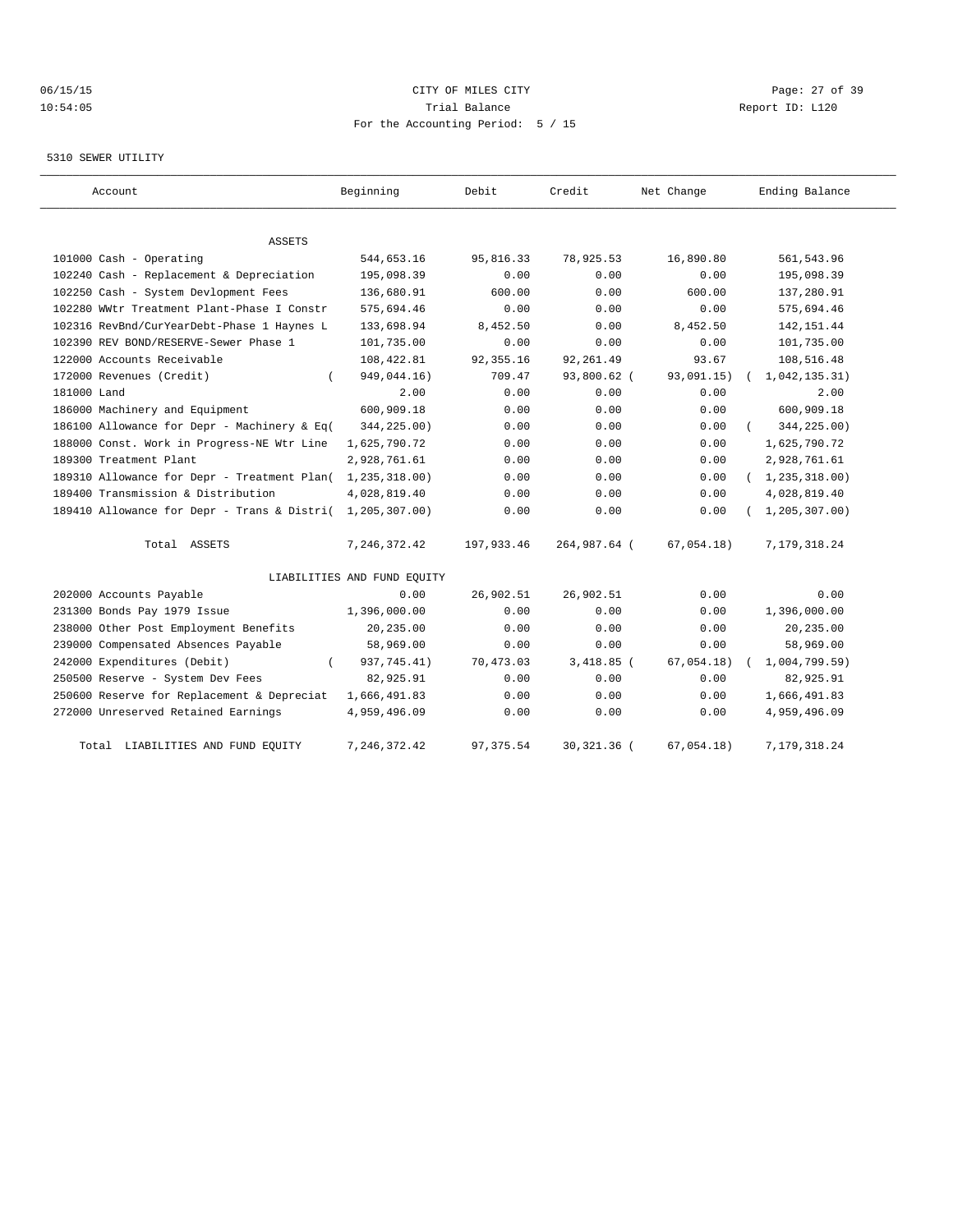CITY OF MILES CITY
Trial Balance
For the Accounting Period: 5 / 15

06/15/15
10:54:05
Report ID: L120

5310 SEWER UTILITY

| Account | Beginning | Debit | Credit | Net Change | Ending Balance |
|---|---|---|---|---|---|
| ASSETS | | | | | |
| 101000 Cash - Operating | 544,653.16 | 95,816.33 | 78,925.53 | 16,890.80 | 561,543.96 |
| 102240 Cash - Replacement & Depreciation | 195,098.39 | 0.00 | 0.00 | 0.00 | 195,098.39 |
| 102250 Cash - System Devlopment Fees | 136,680.91 | 600.00 | 0.00 | 600.00 | 137,280.91 |
| 102280 WWtr Treatment Plant-Phase I Constr | 575,694.46 | 0.00 | 0.00 | 0.00 | 575,694.46 |
| 102316 RevBnd/CurYearDebt-Phase 1 Haynes L | 133,698.94 | 8,452.50 | 0.00 | 8,452.50 | 142,151.44 |
| 102390 REV BOND/RESERVE-Sewer Phase 1 | 101,735.00 | 0.00 | 0.00 | 0.00 | 101,735.00 |
| 122000 Accounts Receivable | 108,422.81 | 92,355.16 | 92,261.49 | 93.67 | 108,516.48 |
| 172000 Revenues (Credit) | ( 949,044.16) | 709.47 | 93,800.62 | ( 93,091.15) | ( 1,042,135.31) |
| 181000 Land | 2.00 | 0.00 | 0.00 | 0.00 | 2.00 |
| 186000 Machinery and Equipment | 600,909.18 | 0.00 | 0.00 | 0.00 | 600,909.18 |
| 186100 Allowance for Depr - Machinery & Eq | ( 344,225.00) | 0.00 | 0.00 | 0.00 | ( 344,225.00) |
| 188000 Const. Work in Progress-NE Wtr Line | 1,625,790.72 | 0.00 | 0.00 | 0.00 | 1,625,790.72 |
| 189300 Treatment Plant | 2,928,761.61 | 0.00 | 0.00 | 0.00 | 2,928,761.61 |
| 189310 Allowance for Depr - Treatment Plan | ( 1,235,318.00) | 0.00 | 0.00 | 0.00 | ( 1,235,318.00) |
| 189400 Transmission & Distribution | 4,028,819.40 | 0.00 | 0.00 | 0.00 | 4,028,819.40 |
| 189410 Allowance for Depr - Trans & Distri | ( 1,205,307.00) | 0.00 | 0.00 | 0.00 | ( 1,205,307.00) |
| Total ASSETS | 7,246,372.42 | 197,933.46 | 264,987.64 | ( 67,054.18) | 7,179,318.24 |
| LIABILITIES AND FUND EQUITY | | | | | |
| 202000 Accounts Payable | 0.00 | 26,902.51 | 26,902.51 | 0.00 | 0.00 |
| 231300 Bonds Pay 1979 Issue | 1,396,000.00 | 0.00 | 0.00 | 0.00 | 1,396,000.00 |
| 238000 Other Post Employment Benefits | 20,235.00 | 0.00 | 0.00 | 0.00 | 20,235.00 |
| 239000 Compensated Absences Payable | 58,969.00 | 0.00 | 0.00 | 0.00 | 58,969.00 |
| 242000 Expenditures (Debit) | ( 937,745.41) | 70,473.03 | 3,418.85 | ( 67,054.18) | ( 1,004,799.59) |
| 250500 Reserve - System Dev Fees | 82,925.91 | 0.00 | 0.00 | 0.00 | 82,925.91 |
| 250600 Reserve for Replacement & Depreciat | 1,666,491.83 | 0.00 | 0.00 | 0.00 | 1,666,491.83 |
| 272000 Unreserved Retained Earnings | 4,959,496.09 | 0.00 | 0.00 | 0.00 | 4,959,496.09 |
| Total LIABILITIES AND FUND EQUITY | 7,246,372.42 | 97,375.54 | 30,321.36 | ( 67,054.18) | 7,179,318.24 |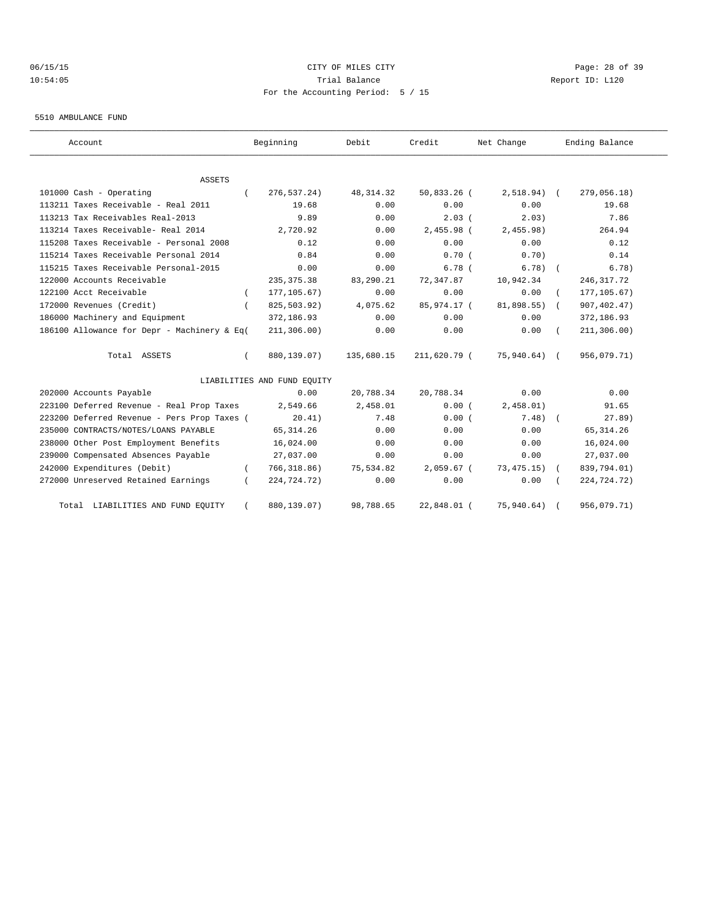CITY OF MILES CITY
Trial Balance
For the Accounting Period: 5 / 15

06/15/15
10:54:05

Report ID: L120

5510 AMBULANCE FUND

| Account | Beginning | Debit | Credit | Net Change | Ending Balance |
|---|---|---|---|---|---|
| ASSETS | | | | | |
| 101000 Cash - Operating | ( 276,537.24) | 48,314.32 | 50,833.26 | ( 2,518.94) | ( 279,056.18) |
| 113211 Taxes Receivable - Real 2011 | 19.68 | 0.00 | 0.00 | 0.00 | 19.68 |
| 113213 Tax Receivables Real-2013 | 9.89 | 0.00 | 2.03 | ( 2.03) | 7.86 |
| 113214 Taxes Receivable- Real 2014 | 2,720.92 | 0.00 | 2,455.98 | ( 2,455.98) | 264.94 |
| 115208 Taxes Receivable - Personal 2008 | 0.12 | 0.00 | 0.00 | 0.00 | 0.12 |
| 115214 Taxes Receivable Personal 2014 | 0.84 | 0.00 | 0.70 | ( 0.70) | 0.14 |
| 115215 Taxes Receivable Personal-2015 | 0.00 | 0.00 | 6.78 | ( 6.78) | ( 6.78) |
| 122000 Accounts Receivable | 235,375.38 | 83,290.21 | 72,347.87 | 10,942.34 | 246,317.72 |
| 122100 Acct Receivable | ( 177,105.67) | 0.00 | 0.00 | 0.00 | ( 177,105.67) |
| 172000 Revenues (Credit) | ( 825,503.92) | 4,075.62 | 85,974.17 | ( 81,898.55) | ( 907,402.47) |
| 186000 Machinery and Equipment | 372,186.93 | 0.00 | 0.00 | 0.00 | 372,186.93 |
| 186100 Allowance for Depr - Machinery & Eq( | 211,306.00) | 0.00 | 0.00 | 0.00 | ( 211,306.00) |
| Total ASSETS | ( 880,139.07) | 135,680.15 | 211,620.79 | ( 75,940.64) | ( 956,079.71) |
| LIABILITIES AND FUND EQUITY | | | | | |
| 202000 Accounts Payable | 0.00 | 20,788.34 | 20,788.34 | 0.00 | 0.00 |
| 223100 Deferred Revenue - Real Prop Taxes | 2,549.66 | 2,458.01 | 0.00 | ( 2,458.01) | 91.65 |
| 223200 Deferred Revenue - Pers Prop Taxes ( | 20.41) | 7.48 | 0.00 | ( 7.48) | ( 27.89) |
| 235000 CONTRACTS/NOTES/LOANS PAYABLE | 65,314.26 | 0.00 | 0.00 | 0.00 | 65,314.26 |
| 238000 Other Post Employment Benefits | 16,024.00 | 0.00 | 0.00 | 0.00 | 16,024.00 |
| 239000 Compensated Absences Payable | 27,037.00 | 0.00 | 0.00 | 0.00 | 27,037.00 |
| 242000 Expenditures (Debit) | ( 766,318.86) | 75,534.82 | 2,059.67 | ( 73,475.15) | ( 839,794.01) |
| 272000 Unreserved Retained Earnings | ( 224,724.72) | 0.00 | 0.00 | 0.00 | ( 224,724.72) |
| Total LIABILITIES AND FUND EQUITY | ( 880,139.07) | 98,788.65 | 22,848.01 | ( 75,940.64) | ( 956,079.71) |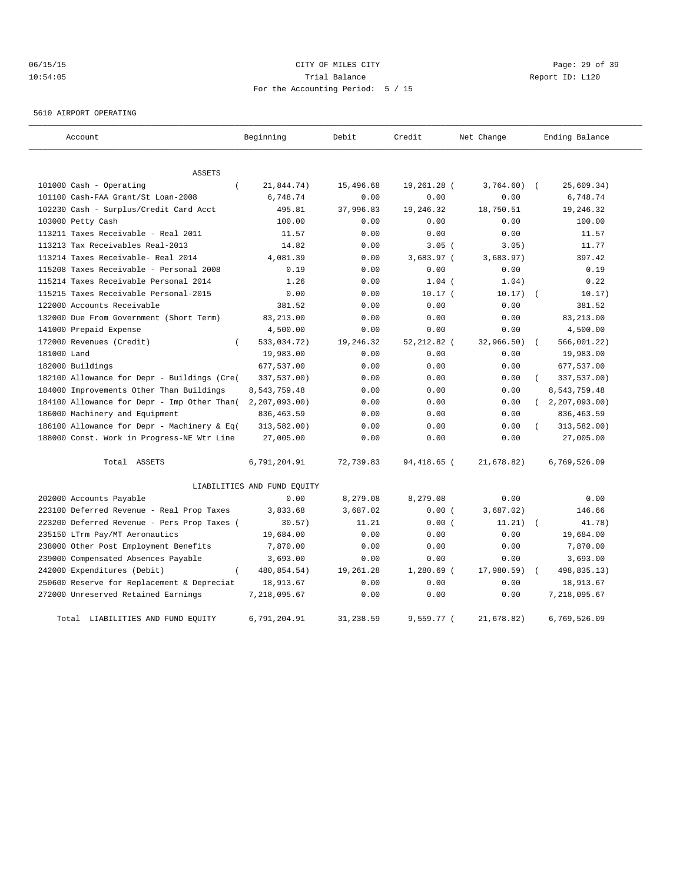CITY OF MILES CITY
Trial Balance
For the Accounting Period: 5 / 15

06/15/15
10:54:05

Report ID: L120

5610 AIRPORT OPERATING

| Account | Beginning | Debit | Credit | Net Change | Ending Balance |
|---|---|---|---|---|---|
| ASSETS | | | | | |
| 101000 Cash - Operating | ( 21,844.74) | 15,496.68 | 19,261.28 ( | 3,764.60) | ( 25,609.34) |
| 101100 Cash-FAA Grant/St Loan-2008 | 6,748.74 | 0.00 | 0.00 | 0.00 | 6,748.74 |
| 102230 Cash - Surplus/Credit Card Acct | 495.81 | 37,996.83 | 19,246.32 | 18,750.51 | 19,246.32 |
| 103000 Petty Cash | 100.00 | 0.00 | 0.00 | 0.00 | 100.00 |
| 113211 Taxes Receivable - Real 2011 | 11.57 | 0.00 | 0.00 | 0.00 | 11.57 |
| 113213 Tax Receivables Real-2013 | 14.82 | 0.00 | 3.05 ( | 3.05) | 11.77 |
| 113214 Taxes Receivable- Real 2014 | 4,081.39 | 0.00 | 3,683.97 ( | 3,683.97) | 397.42 |
| 115208 Taxes Receivable - Personal 2008 | 0.19 | 0.00 | 0.00 | 0.00 | 0.19 |
| 115214 Taxes Receivable Personal 2014 | 1.26 | 0.00 | 1.04 ( | 1.04) | 0.22 |
| 115215 Taxes Receivable Personal-2015 | 0.00 | 0.00 | 10.17 ( | 10.17) | ( 10.17) |
| 122000 Accounts Receivable | 381.52 | 0.00 | 0.00 | 0.00 | 381.52 |
| 132000 Due From Government (Short Term) | 83,213.00 | 0.00 | 0.00 | 0.00 | 83,213.00 |
| 141000 Prepaid Expense | 4,500.00 | 0.00 | 0.00 | 0.00 | 4,500.00 |
| 172000 Revenues (Credit) | ( 533,034.72) | 19,246.32 | 52,212.82 ( | 32,966.50) | ( 566,001.22) |
| 181000 Land | 19,983.00 | 0.00 | 0.00 | 0.00 | 19,983.00 |
| 182000 Buildings | 677,537.00 | 0.00 | 0.00 | 0.00 | 677,537.00 |
| 182100 Allowance for Depr - Buildings (Cre( | 337,537.00) | 0.00 | 0.00 | 0.00 | ( 337,537.00) |
| 184000 Improvements Other Than Buildings | 8,543,759.48 | 0.00 | 0.00 | 0.00 | 8,543,759.48 |
| 184100 Allowance for Depr - Imp Other Than( | 2,207,093.00) | 0.00 | 0.00 | 0.00 | ( 2,207,093.00) |
| 186000 Machinery and Equipment | 836,463.59 | 0.00 | 0.00 | 0.00 | 836,463.59 |
| 186100 Allowance for Depr - Machinery & Eq( | 313,582.00) | 0.00 | 0.00 | 0.00 | ( 313,582.00) |
| 188000 Const. Work in Progress-NE Wtr Line | 27,005.00 | 0.00 | 0.00 | 0.00 | 27,005.00 |
| Total ASSETS | 6,791,204.91 | 72,739.83 | 94,418.65 ( | 21,678.82) | 6,769,526.09 |
| LIABILITIES AND FUND EQUITY | | | | | |
| 202000 Accounts Payable | 0.00 | 8,279.08 | 8,279.08 | 0.00 | 0.00 |
| 223100 Deferred Revenue - Real Prop Taxes | 3,833.68 | 3,687.02 | 0.00 ( | 3,687.02) | 146.66 |
| 223200 Deferred Revenue - Pers Prop Taxes ( | 30.57) | 11.21 | 0.00 ( | 11.21) | ( 41.78) |
| 235150 LTrm Pay/MT Aeronautics | 19,684.00 | 0.00 | 0.00 | 0.00 | 19,684.00 |
| 238000 Other Post Employment Benefits | 7,870.00 | 0.00 | 0.00 | 0.00 | 7,870.00 |
| 239000 Compensated Absences Payable | 3,693.00 | 0.00 | 0.00 | 0.00 | 3,693.00 |
| 242000 Expenditures (Debit) | ( 480,854.54) | 19,261.28 | 1,280.69 ( | 17,980.59) | ( 498,835.13) |
| 250600 Reserve for Replacement & Depreciat | 18,913.67 | 0.00 | 0.00 | 0.00 | 18,913.67 |
| 272000 Unreserved Retained Earnings | 7,218,095.67 | 0.00 | 0.00 | 0.00 | 7,218,095.67 |
| Total LIABILITIES AND FUND EQUITY | 6,791,204.91 | 31,238.59 | 9,559.77 ( | 21,678.82) | 6,769,526.09 |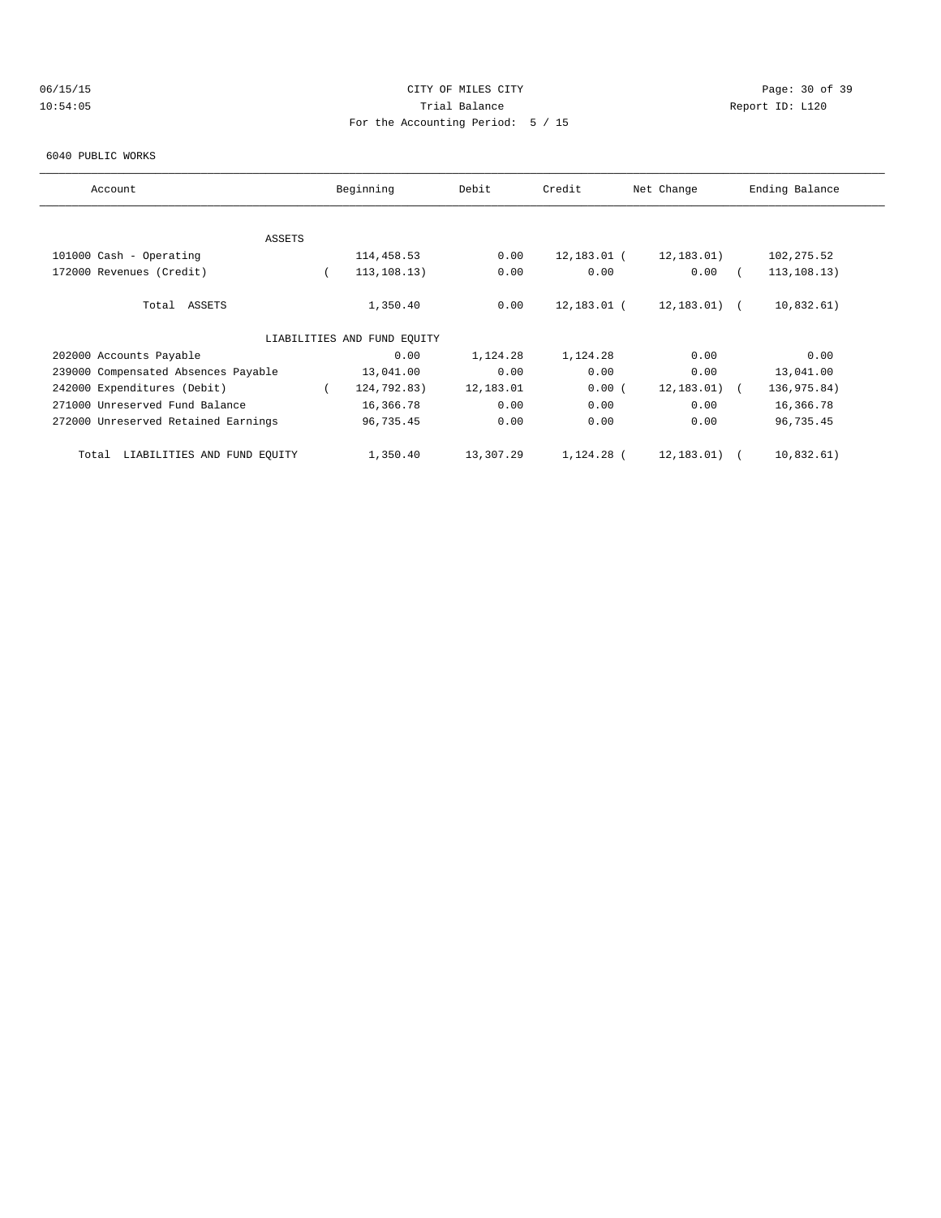CITY OF MILES CITY
Trial Balance
For the Accounting Period: 5 / 15

06/15/15
10:54:05

Report ID: L120

6040 PUBLIC WORKS

| Account | Beginning | Debit | Credit | Net Change | Ending Balance |
|---|---|---|---|---|---|
| ASSETS | | | | | |
| 101000 Cash - Operating | 114,458.53 | 0.00 | 12,183.01 | (12,183.01) | 102,275.52 |
| 172000 Revenues (Credit) | (113,108.13) | 0.00 | 0.00 | 0.00 | (113,108.13) |
| Total ASSETS | 1,350.40 | 0.00 | 12,183.01 | (12,183.01) | (10,832.61) |
| LIABILITIES AND FUND EQUITY | | | | | |
| 202000 Accounts Payable | 0.00 | 1,124.28 | 1,124.28 | 0.00 | 0.00 |
| 239000 Compensated Absences Payable | 13,041.00 | 0.00 | 0.00 | 0.00 | 13,041.00 |
| 242000 Expenditures (Debit) | (124,792.83) | 12,183.01 | 0.00 | (12,183.01) | (136,975.84) |
| 271000 Unreserved Fund Balance | 16,366.78 | 0.00 | 0.00 | 0.00 | 16,366.78 |
| 272000 Unreserved Retained Earnings | 96,735.45 | 0.00 | 0.00 | 0.00 | 96,735.45 |
| Total LIABILITIES AND FUND EQUITY | 1,350.40 | 13,307.29 | 1,124.28 | (12,183.01) | (10,832.61) |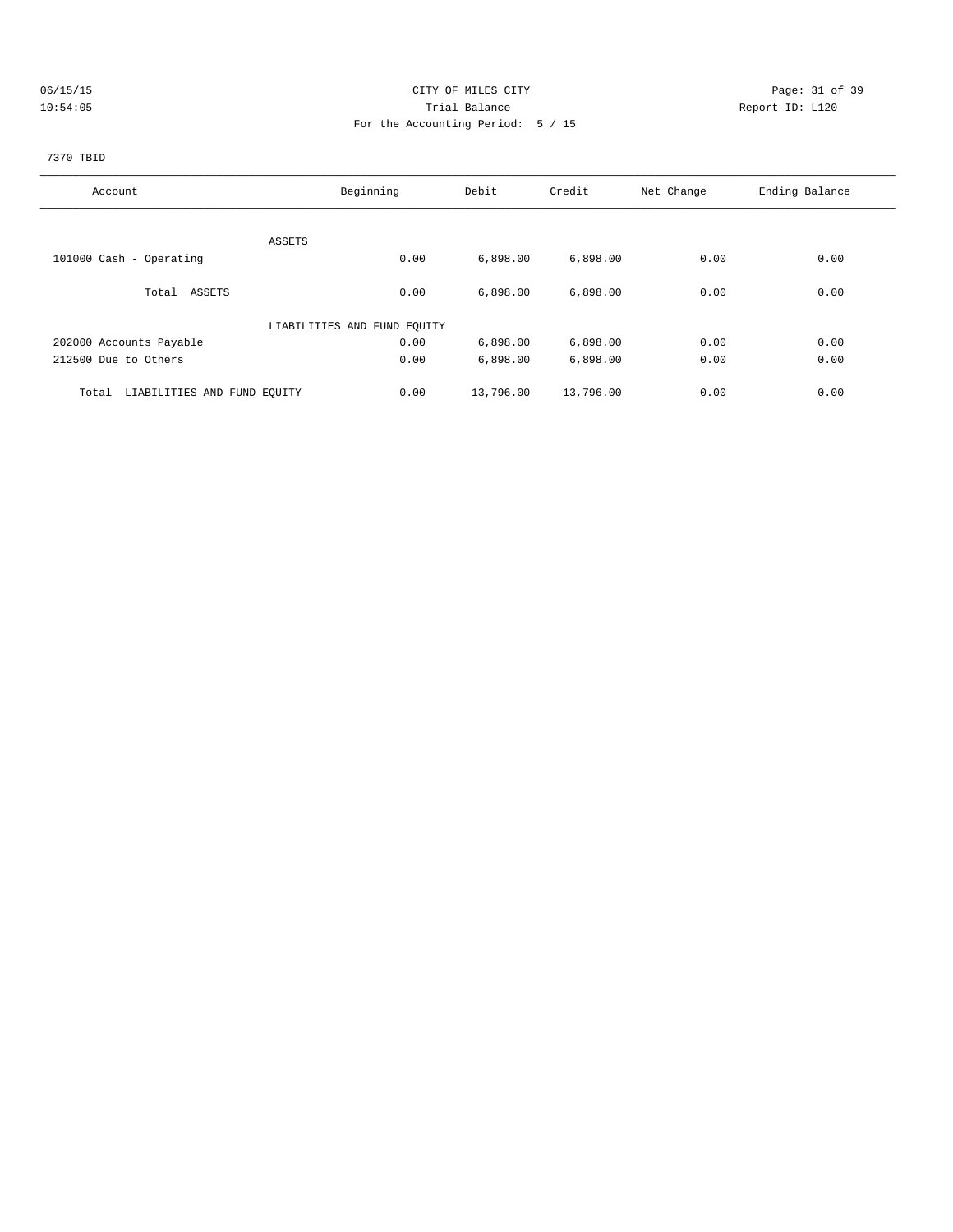CITY OF MILES CITY
Trial Balance
For the Accounting Period: 5 / 15

06/15/15
10:54:05

Report ID: L120

7370 TBID

| Account | Beginning | Debit | Credit | Net Change | Ending Balance |
|---|---|---|---|---|---|
| ASSETS | | | | | |
| 101000 Cash - Operating | 0.00 | 6,898.00 | 6,898.00 | 0.00 | 0.00 |
| Total ASSETS | 0.00 | 6,898.00 | 6,898.00 | 0.00 | 0.00 |
| LIABILITIES AND FUND EQUITY | | | | | |
| 202000 Accounts Payable | 0.00 | 6,898.00 | 6,898.00 | 0.00 | 0.00 |
| 212500 Due to Others | 0.00 | 6,898.00 | 6,898.00 | 0.00 | 0.00 |
| Total LIABILITIES AND FUND EQUITY | 0.00 | 13,796.00 | 13,796.00 | 0.00 | 0.00 |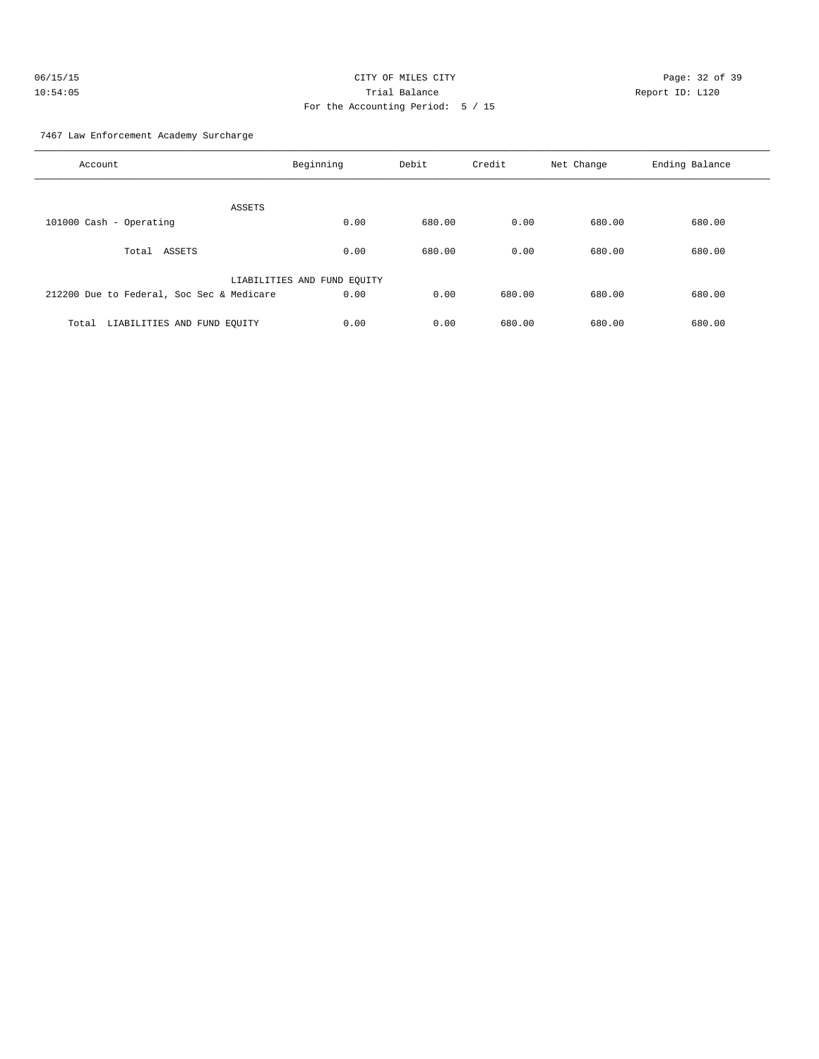CITY OF MILES CITY
Trial Balance
For the Accounting Period: 5 / 15

06/15/15
10:54:05

Report ID: L120

7467 Law Enforcement Academy Surcharge

| Account | Beginning | Debit | Credit | Net Change | Ending Balance |
|---|---|---|---|---|---|
| ASSETS | | | | | |
| 101000 Cash - Operating | 0.00 | 680.00 | 0.00 | 680.00 | 680.00 |
| Total ASSETS | 0.00 | 680.00 | 0.00 | 680.00 | 680.00 |
| LIABILITIES AND FUND EQUITY | | | | | |
| 212200 Due to Federal, Soc Sec & Medicare | 0.00 | 0.00 | 680.00 | 680.00 | 680.00 |
| Total LIABILITIES AND FUND EQUITY | 0.00 | 0.00 | 680.00 | 680.00 | 680.00 |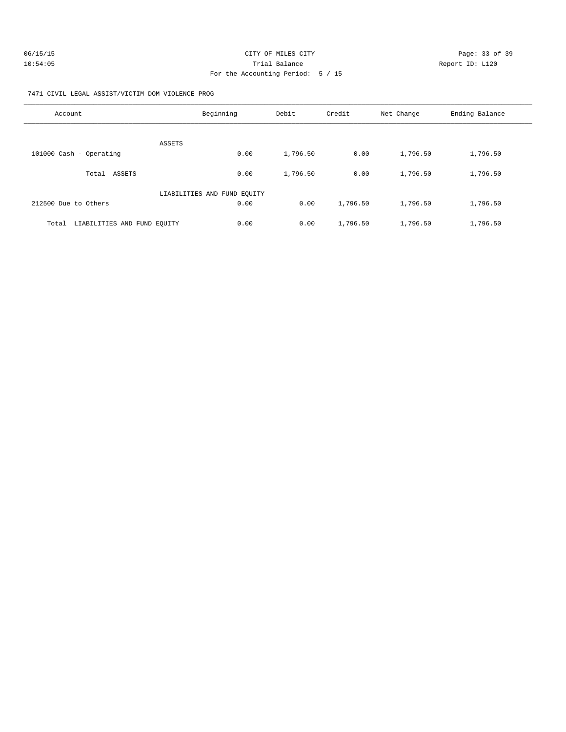CITY OF MILES CITY

Trial Balance

For the Accounting Period: 5 / 15

7471 CIVIL LEGAL ASSIST/VICTIM DOM VIOLENCE PROG

| Account | Beginning | Debit | Credit | Net Change | Ending Balance |
|---|---|---|---|---|---|
| ASSETS | | | | | |
| 101000 Cash - Operating | 0.00 | 1,796.50 | 0.00 | 1,796.50 | 1,796.50 |
| Total ASSETS | 0.00 | 1,796.50 | 0.00 | 1,796.50 | 1,796.50 |
| LIABILITIES AND FUND EQUITY | | | | | |
| 212500 Due to Others | 0.00 | 0.00 | 1,796.50 | 1,796.50 | 1,796.50 |
| Total LIABILITIES AND FUND EQUITY | 0.00 | 0.00 | 1,796.50 | 1,796.50 | 1,796.50 |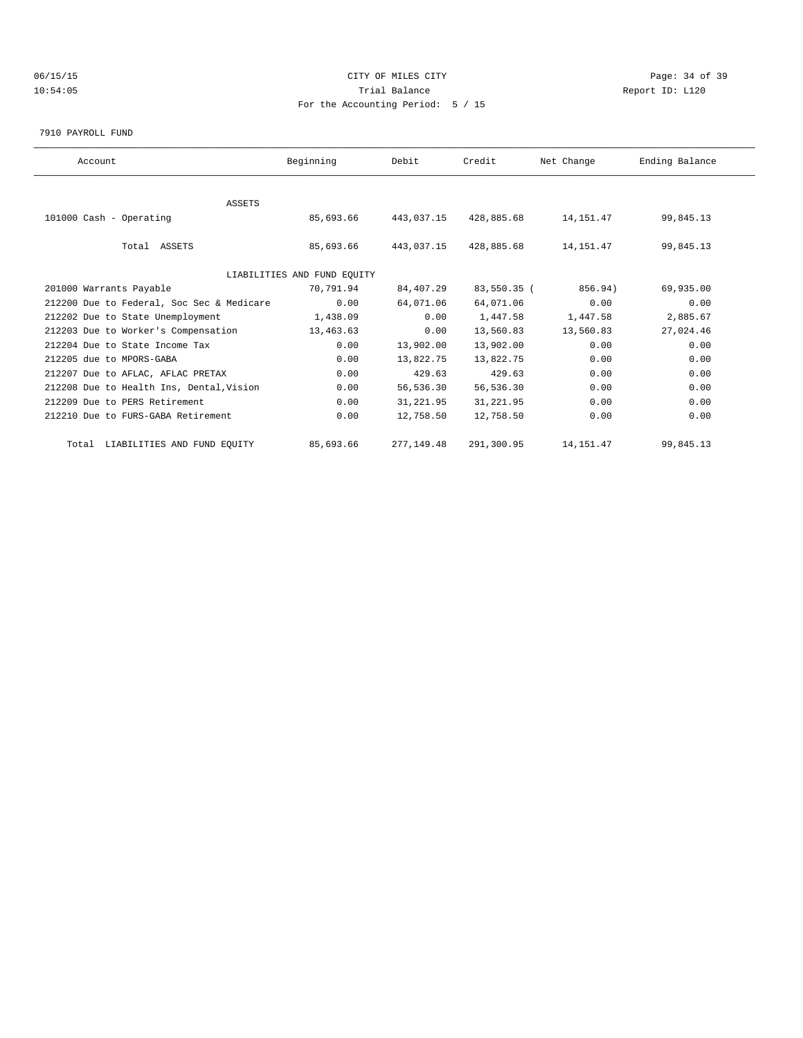06/15/15 CITY OF MILES CITY

10:54:05 Trial Balance Report ID: L120

For the Accounting Period: 5 / 15

7910 PAYROLL FUND

| Account | Beginning | Debit | Credit | Net Change | Ending Balance |
|---|---|---|---|---|---|
| ASSETS | | | | | |
| 101000 Cash - Operating | 85,693.66 | 443,037.15 | 428,885.68 | 14,151.47 | 99,845.13 |
| Total ASSETS | 85,693.66 | 443,037.15 | 428,885.68 | 14,151.47 | 99,845.13 |
| LIABILITIES AND FUND EQUITY | | | | | |
| 201000 Warrants Payable | 70,791.94 | 84,407.29 | 83,550.35 | ( 856.94) | 69,935.00 |
| 212200 Due to Federal, Soc Sec & Medicare | 0.00 | 64,071.06 | 64,071.06 | 0.00 | 0.00 |
| 212202 Due to State Unemployment | 1,438.09 | 0.00 | 1,447.58 | 1,447.58 | 2,885.67 |
| 212203 Due to Worker's Compensation | 13,463.63 | 0.00 | 13,560.83 | 13,560.83 | 27,024.46 |
| 212204 Due to State Income Tax | 0.00 | 13,902.00 | 13,902.00 | 0.00 | 0.00 |
| 212205 due to MPORS-GABA | 0.00 | 13,822.75 | 13,822.75 | 0.00 | 0.00 |
| 212207 Due to AFLAC, AFLAC PRETAX | 0.00 | 429.63 | 429.63 | 0.00 | 0.00 |
| 212208 Due to Health Ins, Dental,Vision | 0.00 | 56,536.30 | 56,536.30 | 0.00 | 0.00 |
| 212209 Due to PERS Retirement | 0.00 | 31,221.95 | 31,221.95 | 0.00 | 0.00 |
| 212210 Due to FURS-GABA Retirement | 0.00 | 12,758.50 | 12,758.50 | 0.00 | 0.00 |
| Total LIABILITIES AND FUND EQUITY | 85,693.66 | 277,149.48 | 291,300.95 | 14,151.47 | 99,845.13 |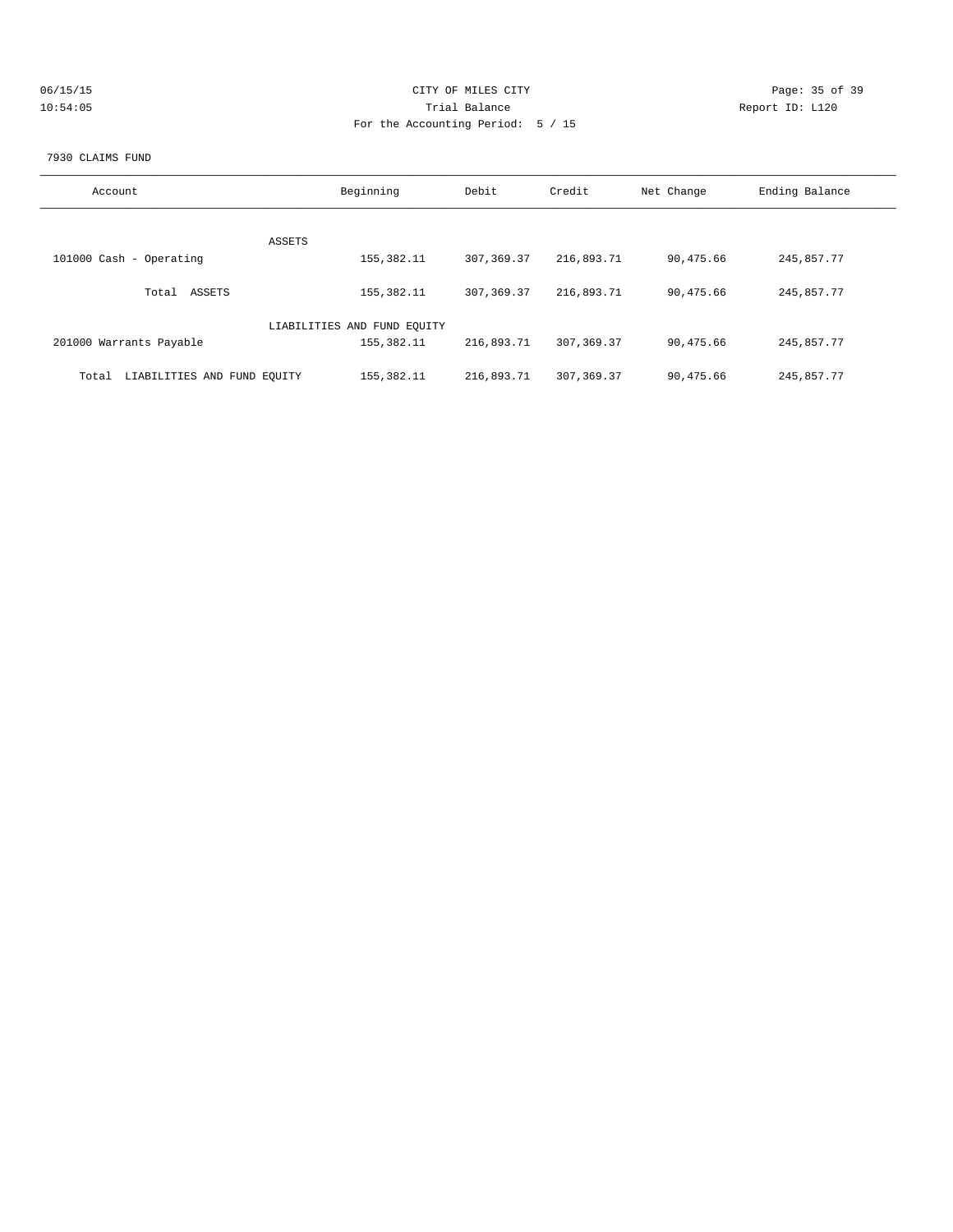CITY OF MILES CITY
Trial Balance
For the Accounting Period: 5 / 15

06/15/15
10:54:05

Report ID: L120

7930 CLAIMS FUND

| Account | Beginning | Debit | Credit | Net Change | Ending Balance |
|---|---|---|---|---|---|
| ASSETS | | | | | |
| 101000 Cash - Operating | 155,382.11 | 307,369.37 | 216,893.71 | 90,475.66 | 245,857.77 |
| Total ASSETS | 155,382.11 | 307,369.37 | 216,893.71 | 90,475.66 | 245,857.77 |
| LIABILITIES AND FUND EQUITY | | | | | |
| 201000 Warrants Payable | 155,382.11 | 216,893.71 | 307,369.37 | 90,475.66 | 245,857.77 |
| Total LIABILITIES AND FUND EQUITY | 155,382.11 | 216,893.71 | 307,369.37 | 90,475.66 | 245,857.77 |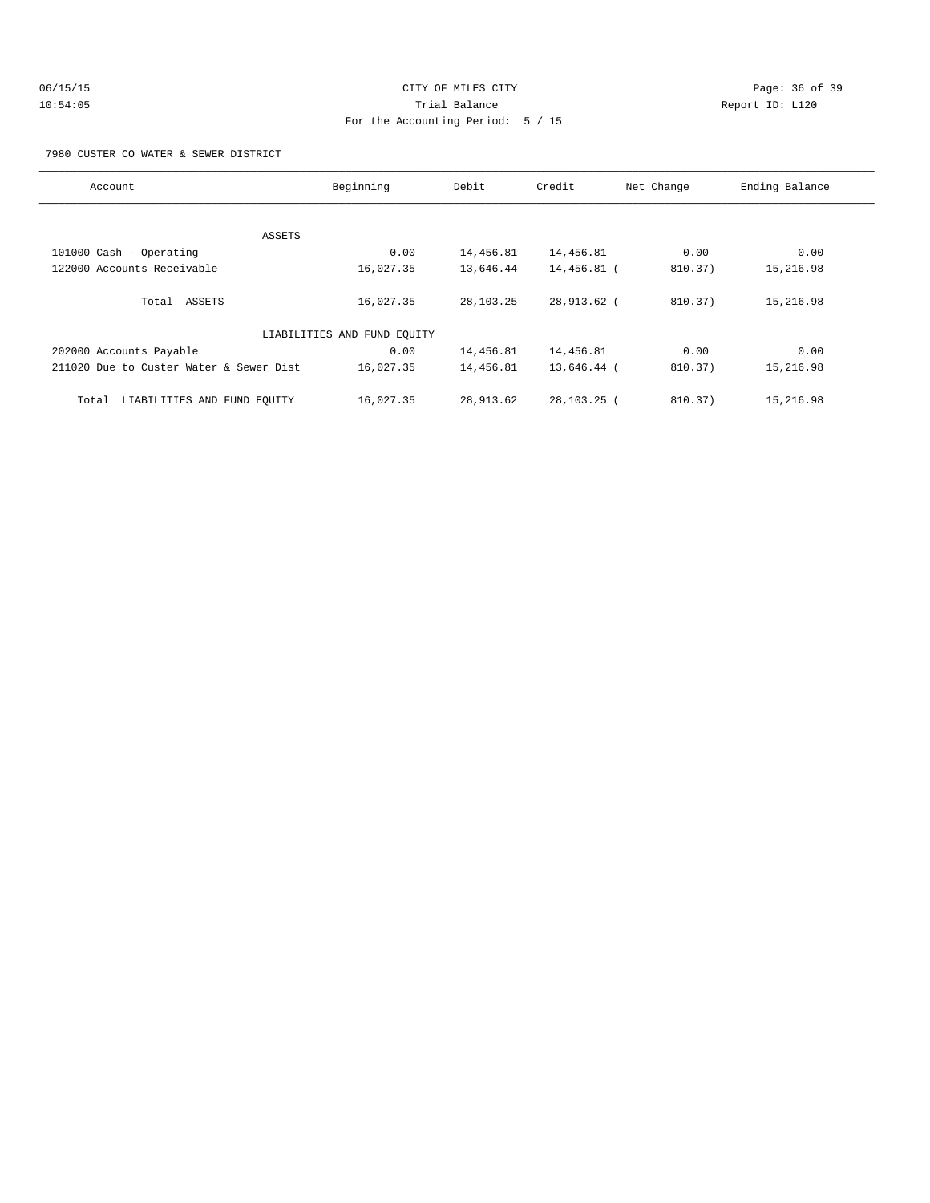CITY OF MILES CITY
Trial Balance
For the Accounting Period: 5 / 15

06/15/15 10:54:05 — Report ID: L120

7980 CUSTER CO WATER & SEWER DISTRICT

| Account | Beginning | Debit | Credit | Net Change | Ending Balance |
|---|---|---|---|---|---|
| ASSETS | | | | | |
| 101000 Cash - Operating | 0.00 | 14,456.81 | 14,456.81 | 0.00 | 0.00 |
| 122000 Accounts Receivable | 16,027.35 | 13,646.44 | 14,456.81 | ( 810.37) | 15,216.98 |
| Total ASSETS | 16,027.35 | 28,103.25 | 28,913.62 | ( 810.37) | 15,216.98 |
| LIABILITIES AND FUND EQUITY | | | | | |
| 202000 Accounts Payable | 0.00 | 14,456.81 | 14,456.81 | 0.00 | 0.00 |
| 211020 Due to Custer Water & Sewer Dist | 16,027.35 | 14,456.81 | 13,646.44 | ( 810.37) | 15,216.98 |
| Total LIABILITIES AND FUND EQUITY | 16,027.35 | 28,913.62 | 28,103.25 | ( 810.37) | 15,216.98 |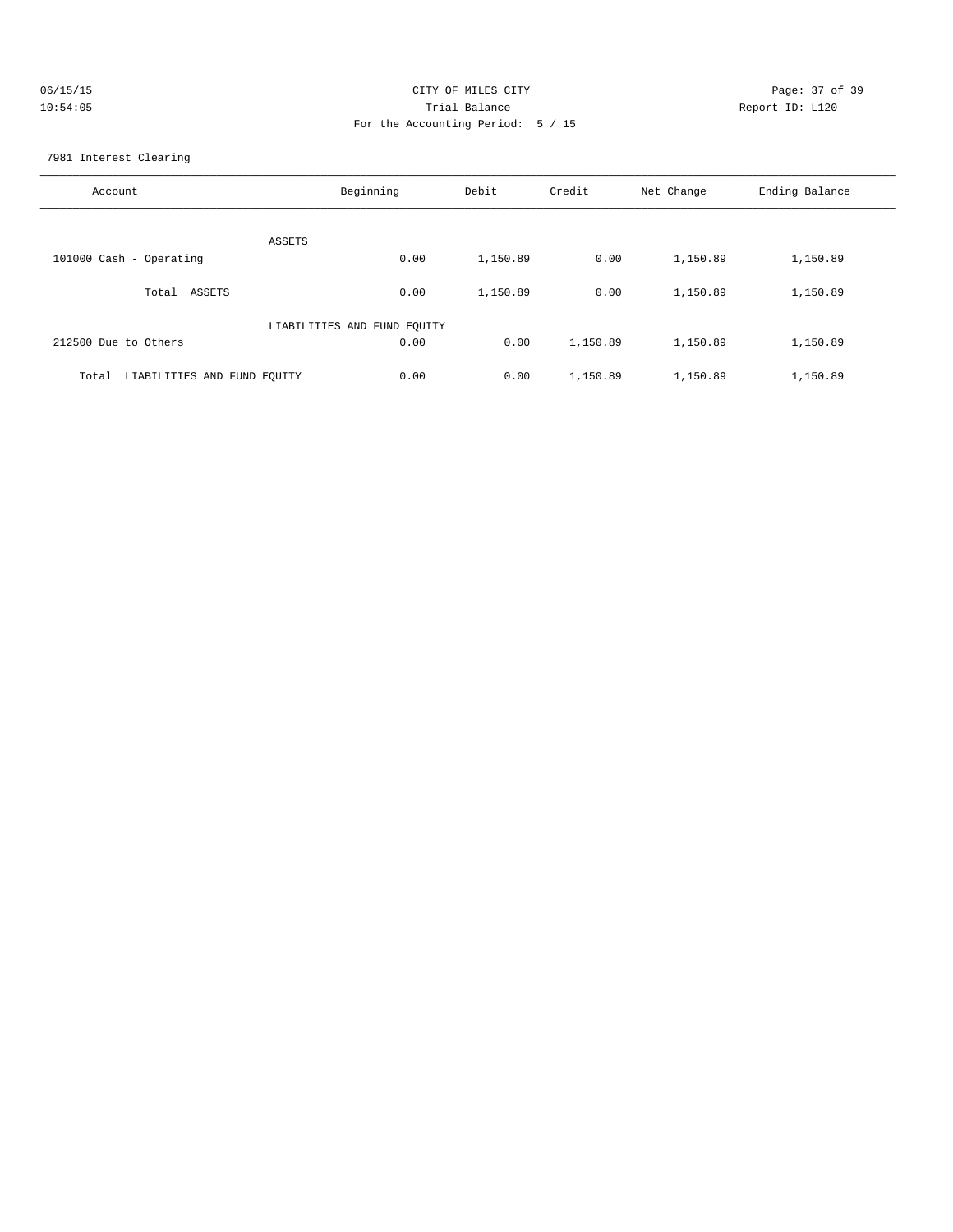CITY OF MILES CITY
Trial Balance
For the Accounting Period: 5 / 15

06/15/15
10:54:05

Report ID: L120

7981 Interest Clearing

| Account | Beginning | Debit | Credit | Net Change | Ending Balance |
|---|---|---|---|---|---|
| ASSETS | | | | | |
| 101000 Cash - Operating | 0.00 | 1,150.89 | 0.00 | 1,150.89 | 1,150.89 |
| Total ASSETS | 0.00 | 1,150.89 | 0.00 | 1,150.89 | 1,150.89 |
| LIABILITIES AND FUND EQUITY | | | | | |
| 212500 Due to Others | 0.00 | 0.00 | 1,150.89 | 1,150.89 | 1,150.89 |
| Total LIABILITIES AND FUND EQUITY | 0.00 | 0.00 | 1,150.89 | 1,150.89 | 1,150.89 |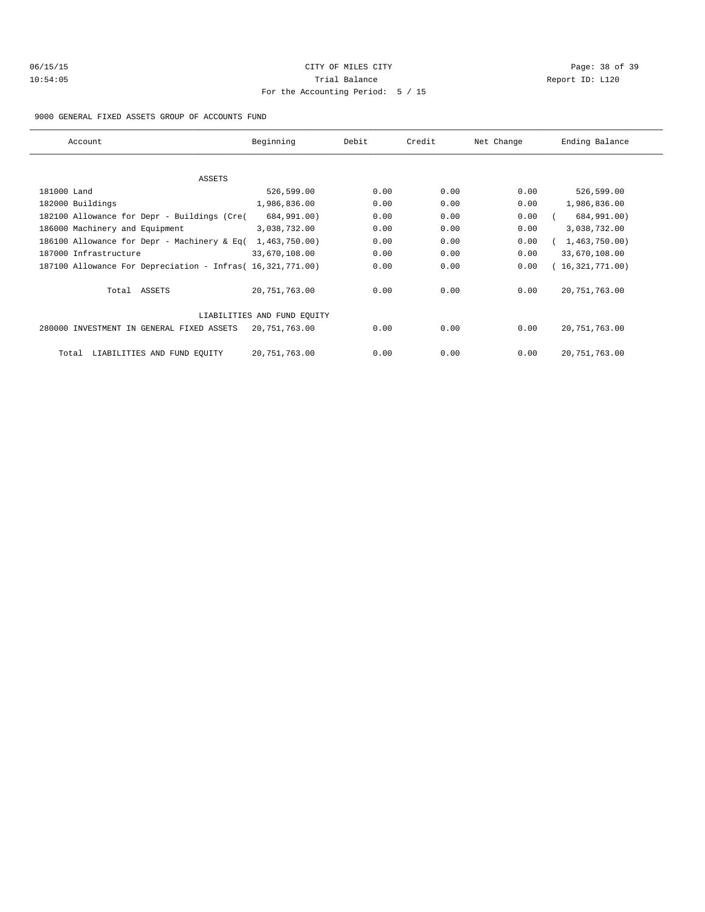CITY OF MILES CITY
Trial Balance
For the Accounting Period: 5 / 15

06/15/15
10:54:05

Report ID: L120

9000 GENERAL FIXED ASSETS GROUP OF ACCOUNTS FUND

| Account | Beginning | Debit | Credit | Net Change | Ending Balance |
|---|---|---|---|---|---|
| ASSETS | | | | | |
| 181000 Land | 526,599.00 | 0.00 | 0.00 | 0.00 | 526,599.00 |
| 182000 Buildings | 1,986,836.00 | 0.00 | 0.00 | 0.00 | 1,986,836.00 |
| 182100 Allowance for Depr - Buildings (Cre( | 684,991.00) | 0.00 | 0.00 | 0.00 | ( 684,991.00) |
| 186000 Machinery and Equipment | 3,038,732.00 | 0.00 | 0.00 | 0.00 | 3,038,732.00 |
| 186100 Allowance for Depr - Machinery & Eq( | 1,463,750.00) | 0.00 | 0.00 | 0.00 | ( 1,463,750.00) |
| 187000 Infrastructure | 33,670,108.00 | 0.00 | 0.00 | 0.00 | 33,670,108.00 |
| 187100 Allowance For Depreciation - Infras( | 16,321,771.00) | 0.00 | 0.00 | 0.00 | ( 16,321,771.00) |
| Total ASSETS | 20,751,763.00 | 0.00 | 0.00 | 0.00 | 20,751,763.00 |
| LIABILITIES AND FUND EQUITY | | | | | |
| 280000 INVESTMENT IN GENERAL FIXED ASSETS | 20,751,763.00 | 0.00 | 0.00 | 0.00 | 20,751,763.00 |
| Total LIABILITIES AND FUND EQUITY | 20,751,763.00 | 0.00 | 0.00 | 0.00 | 20,751,763.00 |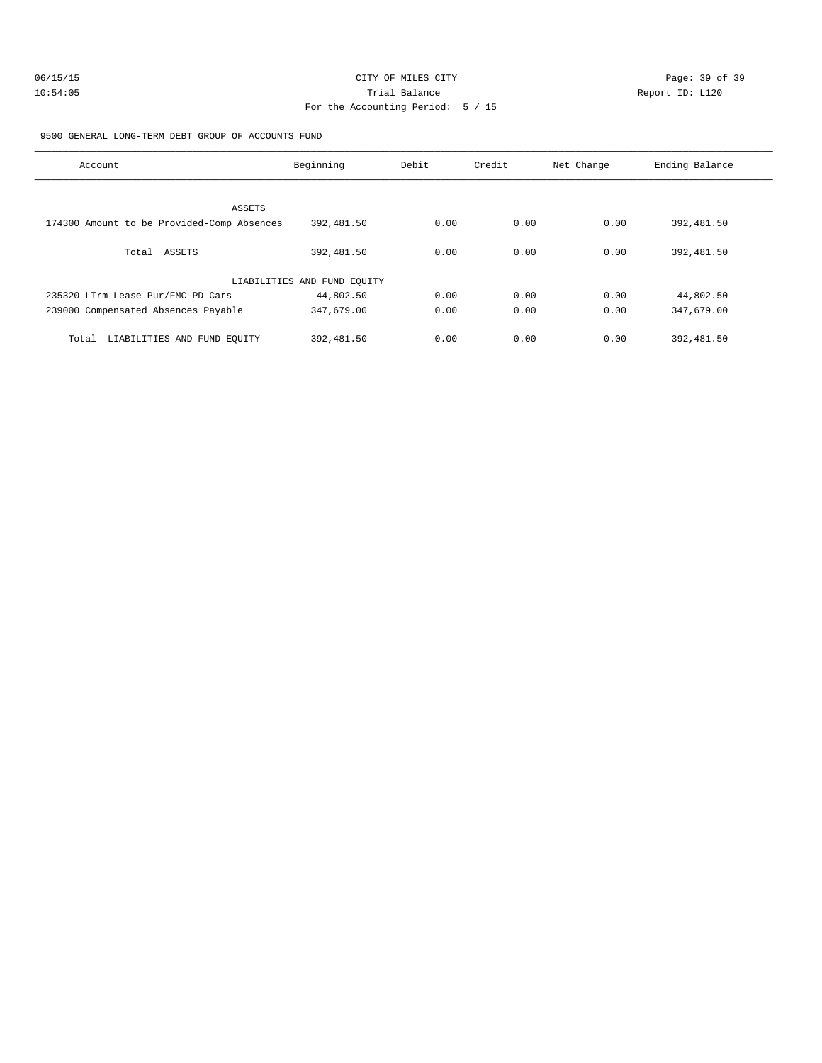06/15/15 CITY OF MILES CITY
10:54:05 Trial Balance Report ID: L120
For the Accounting Period: 5 / 15

9500 GENERAL LONG-TERM DEBT GROUP OF ACCOUNTS FUND

| Account | Beginning | Debit | Credit | Net Change | Ending Balance |
|---|---|---|---|---|---|
| ASSETS | | | | | |
| 174300 Amount to be Provided-Comp Absences | 392,481.50 | 0.00 | 0.00 | 0.00 | 392,481.50 |
| Total ASSETS | 392,481.50 | 0.00 | 0.00 | 0.00 | 392,481.50 |
| LIABILITIES AND FUND EQUITY | | | | | |
| 235320 LTrm Lease Pur/FMC-PD Cars | 44,802.50 | 0.00 | 0.00 | 0.00 | 44,802.50 |
| 239000 Compensated Absences Payable | 347,679.00 | 0.00 | 0.00 | 0.00 | 347,679.00 |
| Total LIABILITIES AND FUND EQUITY | 392,481.50 | 0.00 | 0.00 | 0.00 | 392,481.50 |